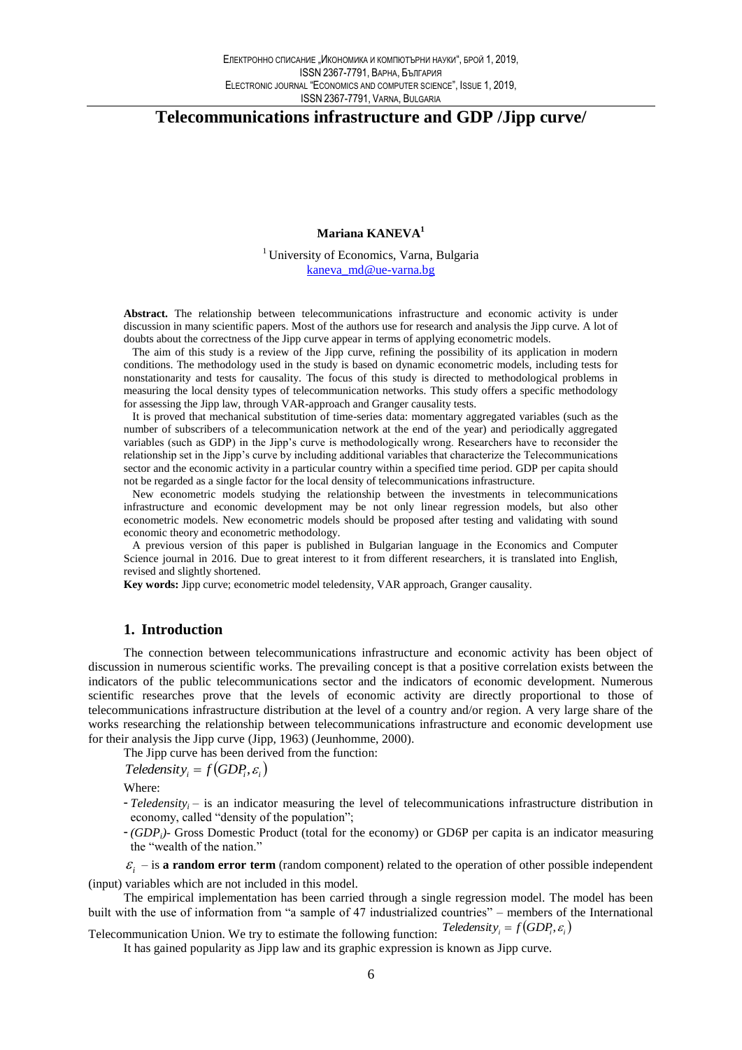# Telecommunications infrastructure and GDP /Jipp curve/

**Mariana KANEVA**[1]

[1] University of Economics, Varna, Bulgaria
kaneva_md@ue-varna.bg

**Abstract.** The relationship between telecommunications infrastructure and economic activity is under discussion in many scientific papers. Most of the authors use for research and analysis the Jipp curve. A lot of doubts about the correctness of the Jipp curve appear in terms of applying econometric models.

The aim of this study is a review of the Jipp curve, refining the possibility of its application in modern conditions. The methodology used in the study is based on dynamic econometric models, including tests for nonstationarity and tests for causality. The focus of this study is directed to methodological problems in measuring the local density types of telecommunication networks. This study offers a specific methodology for assessing the Jipp law, through VAR-approach and Granger causality tests.

It is proved that mechanical substitution of time-series data: momentary aggregated variables (such as the number of subscribers of a telecommunication network at the end of the year) and periodically aggregated variables (such as GDP) in the Jipp's curve is methodologically wrong. Researchers have to reconsider the relationship set in the Jipp's curve by including additional variables that characterize the Telecommunications sector and the economic activity in a particular country within a specified time period. GDP per capita should not be regarded as a single factor for the local density of telecommunications infrastructure.

New econometric models studying the relationship between the investments in telecommunications infrastructure and economic development may be not only linear regression models, but also other econometric models. New econometric models should be proposed after testing and validating with sound economic theory and econometric methodology.

A previous version of this paper is published in Bulgarian language in the Economics and Computer Science journal in 2016. Due to great interest to it from different researchers, it is translated into English, revised and slightly shortened.

**Key words:** Jipp curve; econometric model teledensity, VAR approach, Granger causality.

## 1. Introduction

The connection between telecommunications infrastructure and economic activity has been object of discussion in numerous scientific works. The prevailing concept is that a positive correlation exists between the indicators of the public telecommunications sector and the indicators of economic development. Numerous scientific researches prove that the levels of economic activity are directly proportional to those of telecommunications infrastructure distribution at the level of a country and/or region. A very large share of the works researching the relationship between telecommunications infrastructure and economic development use for their analysis the Jipp curve (Jipp, 1963) (Jeunhomme, 2000).

The Jipp curve has been derived from the function:

$$Teledensity_i = f(GDP_i, \varepsilon_i)$$

Where:

- $Teledensity_i$ – is an indicator measuring the level of telecommunications infrastructure distribution in economy, called "density of the population";
- $(GDP_i)$- Gross Domestic Product (total for the economy) or GD6P per capita is an indicator measuring the "wealth of the nation."

$\varepsilon_i$ – is **a random error term** (random component) related to the operation of other possible independent (input) variables which are not included in this model.

The empirical implementation has been carried through a single regression model. The model has been built with the use of information from "a sample of 47 industrialized countries" – members of the International Telecommunication Union. We try to estimate the following function: $Teledensity_i = f(GDP_i, \varepsilon_i)$

It has gained popularity as Jipp law and its graphic expression is known as Jipp curve.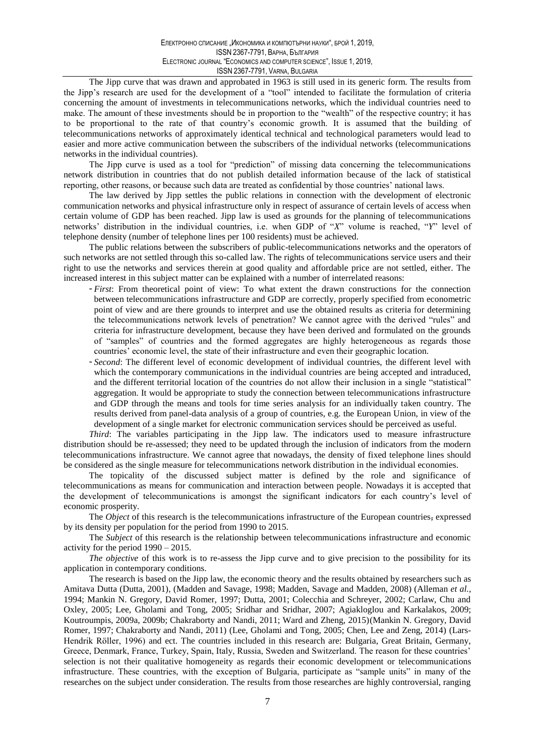The Jipp curve that was drawn and approbated in 1963 is still used in its generic form. The results from the Jipp's research are used for the development of a "tool" intended to facilitate the formulation of criteria concerning the amount of investments in telecommunications networks, which the individual countries need to make. The amount of these investments should be in proportion to the "wealth" of the respective country; it has to be proportional to the rate of that country's economic growth. It is assumed that the building of telecommunications networks of approximately identical technical and technological parameters would lead to easier and more active communication between the subscribers of the individual networks (telecommunications networks in the individual countries).

The Jipp curve is used as a tool for "prediction" of missing data concerning the telecommunications network distribution in countries that do not publish detailed information because of the lack of statistical reporting, other reasons, or because such data are treated as confidential by those countries' national laws.

The law derived by Jipp settles the public relations in connection with the development of electronic communication networks and physical infrastructure only in respect of assurance of certain levels of access when certain volume of GDP has been reached. Jipp law is used as grounds for the planning of telecommunications networks' distribution in the individual countries, i.e. when GDP of "*X*" volume is reached, "*Y*" level of telephone density (number of telephone lines per 100 residents) must be achieved.

The public relations between the subscribers of public-telecommunications networks and the operators of such networks are not settled through this so-called law. The rights of telecommunications service users and their right to use the networks and services therein at good quality and affordable price are not settled, either. The increased interest in this subject matter can be explained with a number of interrelated reasons:

- *First*: From theoretical point of view: To what extent the drawn constructions for the connection between telecommunications infrastructure and GDP are correctly, properly specified from econometric point of view and are there grounds to interpret and use the obtained results as criteria for determining the telecommunications network levels of penetration? We cannot agree with the derived "rules" and criteria for infrastructure development, because they have been derived and formulated on the grounds of "samples" of countries and the formed aggregates are highly heterogeneous as regards those countries' economic level, the state of their infrastructure and even their geographic location.
- *Second*: The different level of economic development of individual countries, the different level with which the contemporary communications in the individual countries are being accepted and intraduced, and the different territorial location of the countries do not allow their inclusion in a single "statistical" aggregation. It would be appropriate to study the connection between telecommunications infrastructure and GDP through the means and tools for time series analysis for an individually taken country. The results derived from panel-data analysis of a group of countries, e.g. the European Union, in view of the development of a single market for electronic communication services should be perceived as useful.

*Third*: The variables participating in the Jipp law. The indicators used to measure infrastructure distribution should be re-assessed; they need to be updated through the inclusion of indicators from the modern telecommunications infrastructure. We cannot agree that nowadays, the density of fixed telephone lines should be considered as the single measure for telecommunications network distribution in the individual economies.

The topicality of the discussed subject matter is defined by the role and significance of telecommunications as means for communication and interaction between people. Nowadays it is accepted that the development of telecommunications is amongst the significant indicators for each country's level of economic prosperity.

The *Object* of this research is the telecommunications infrastructure of the European countries, expressed by its density per population for the period from 1990 to 2015.

The *Subject* of this research is the relationship between telecommunications infrastructure and economic activity for the period 1990 – 2015.

*The objective* of this work is to re-assess the Jipp curve and to give precision to the possibility for its application in contemporary conditions.

The research is based on the Jipp law, the economic theory and the results obtained by researchers such as Amitava Dutta (Dutta, 2001), (Madden and Savage, 1998; Madden, Savage and Madden, 2008) (Alleman *et al.*, 1994; Mankin N. Gregory, David Romer, 1997; Dutta, 2001; Colecchia and Schreyer, 2002; Carlaw, Chu and Oxley, 2005; Lee, Gholami and Tong, 2005; Sridhar and Sridhar, 2007; Agiakloglou and Karkalakos, 2009; Koutroumpis, 2009a, 2009b; Chakraborty and Nandi, 2011; Ward and Zheng, 2015)(Mankin N. Gregory, David Romer, 1997; Chakraborty and Nandi, 2011) (Lee, Gholami and Tong, 2005; Chen, Lee and Zeng, 2014) (Lars-Hendrik Röller, 1996) and ect. The countries included in this research are: Bulgaria, Great Britain, Germany, Greece, Denmark, France, Turkey, Spain, Italy, Russia, Sweden and Switzerland. The reason for these countries' selection is not their qualitative homogeneity as regards their economic development or telecommunications infrastructure. These countries, with the exception of Bulgaria, participate as "sample units" in many of the researches on the subject under consideration. The results from those researches are highly controversial, ranging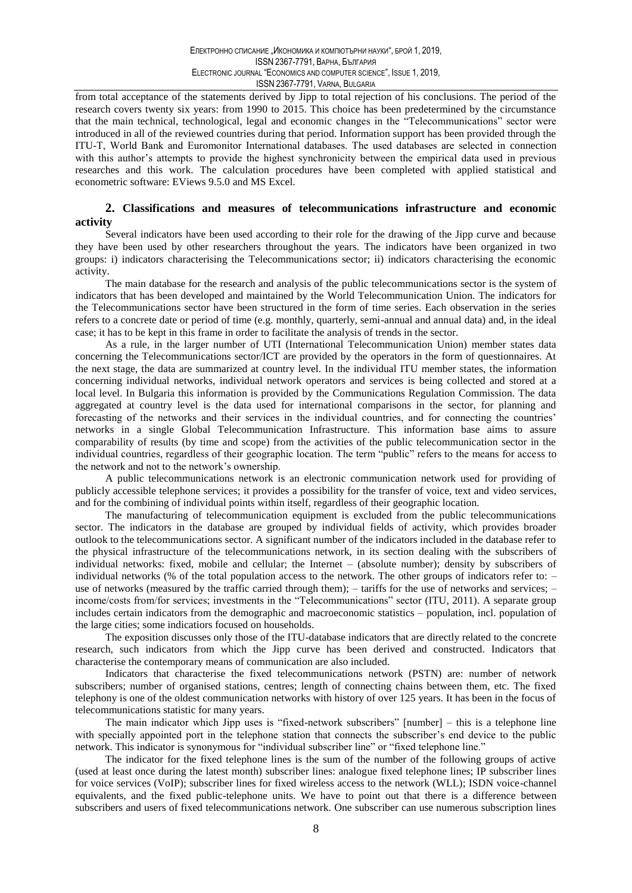from total acceptance of the statements derived by Jipp to total rejection of his conclusions. The period of the research covers twenty six years: from 1990 to 2015. This choice has been predetermined by the circumstance that the main technical, technological, legal and economic changes in the "Telecommunications" sector were introduced in all of the reviewed countries during that period. Information support has been provided through the ITU-T, World Bank and Euromonitor International databases. The used databases are selected in connection with this author's attempts to provide the highest synchronicity between the empirical data used in previous researches and this work. The calculation procedures have been completed with applied statistical and econometric software: EViews 9.5.0 and MS Excel.

## 2. Classifications and measures of telecommunications infrastructure and economic activity

Several indicators have been used according to their role for the drawing of the Jipp curve and because they have been used by other researchers throughout the years. The indicators have been organized in two groups: i) indicators characterising the Telecommunications sector; ii) indicators characterising the economic activity.

The main database for the research and analysis of the public telecommunications sector is the system of indicators that has been developed and maintained by the World Telecommunication Union. The indicators for the Telecommunications sector have been structured in the form of time series. Each observation in the series refers to a concrete date or period of time (e.g. monthly, quarterly, semi-annual and annual data) and, in the ideal case; it has to be kept in this frame in order to facilitate the analysis of trends in the sector.

As a rule, in the larger number of UTI (International Telecommunication Union) member states data concerning the Telecommunications sector/ICT are provided by the operators in the form of questionnaires. At the next stage, the data are summarized at country level. In the individual ITU member states, the information concerning individual networks, individual network operators and services is being collected and stored at a local level. In Bulgaria this information is provided by the Communications Regulation Commission. The data aggregated at country level is the data used for international comparisons in the sector, for planning and forecasting of the networks and their services in the individual countries, and for connecting the countries' networks in a single Global Telecommunication Infrastructure. This information base aims to assure comparability of results (by time and scope) from the activities of the public telecommunication sector in the individual countries, regardless of their geographic location. The term "public" refers to the means for access to the network and not to the network's ownership.

A public telecommunications network is an electronic communication network used for providing of publicly accessible telephone services; it provides a possibility for the transfer of voice, text and video services, and for the combining of individual points within itself, regardless of their geographic location.

The manufacturing of telecommunication equipment is excluded from the public telecommunications sector. The indicators in the database are grouped by individual fields of activity, which provides broader outlook to the telecommunications sector. A significant number of the indicators included in the database refer to the physical infrastructure of the telecommunications network, in its section dealing with the subscribers of individual networks: fixed, mobile and cellular; the Internet – (absolute number); density by subscribers of individual networks (% of the total population access to the network. The other groups of indicators refer to: – use of networks (measured by the traffic carried through them); – tariffs for the use of networks and services; – income/costs from/for services; investments in the "Telecommunications" sector (ITU, 2011). A separate group includes certain indicators from the demographic and macroeconomic statistics – population, incl. population of the large cities; some indicatiors focused on households.

The exposition discusses only those of the ITU-database indicators that are directly related to the concrete research, such indicators from which the Jipp curve has been derived and constructed. Indicators that characterise the contemporary means of communication are also included.

Indicators that characterise the fixed telecommunications network (PSTN) are: number of network subscribers; number of organised stations, centres; length of connecting chains between them, etc. The fixed telephony is one of the oldest communication networks with history of over 125 years. It has been in the focus of telecommunications statistic for many years.

The main indicator which Jipp uses is "fixed-network subscribers" [number] – this is a telephone line with specially appointed port in the telephone station that connects the subscriber's end device to the public network. This indicator is synonymous for "individual subscriber line" or "fixed telephone line."

The indicator for the fixed telephone lines is the sum of the number of the following groups of active (used at least once during the latest month) subscriber lines: analogue fixed telephone lines; IP subscriber lines for voice services (VoIP); subscriber lines for fixed wireless access to the network (WLL); ISDN voice-channel equivalents, and the fixed public-telephone units. We have to point out that there is a difference between subscribers and users of fixed telecommunications network. One subscriber can use numerous subscription lines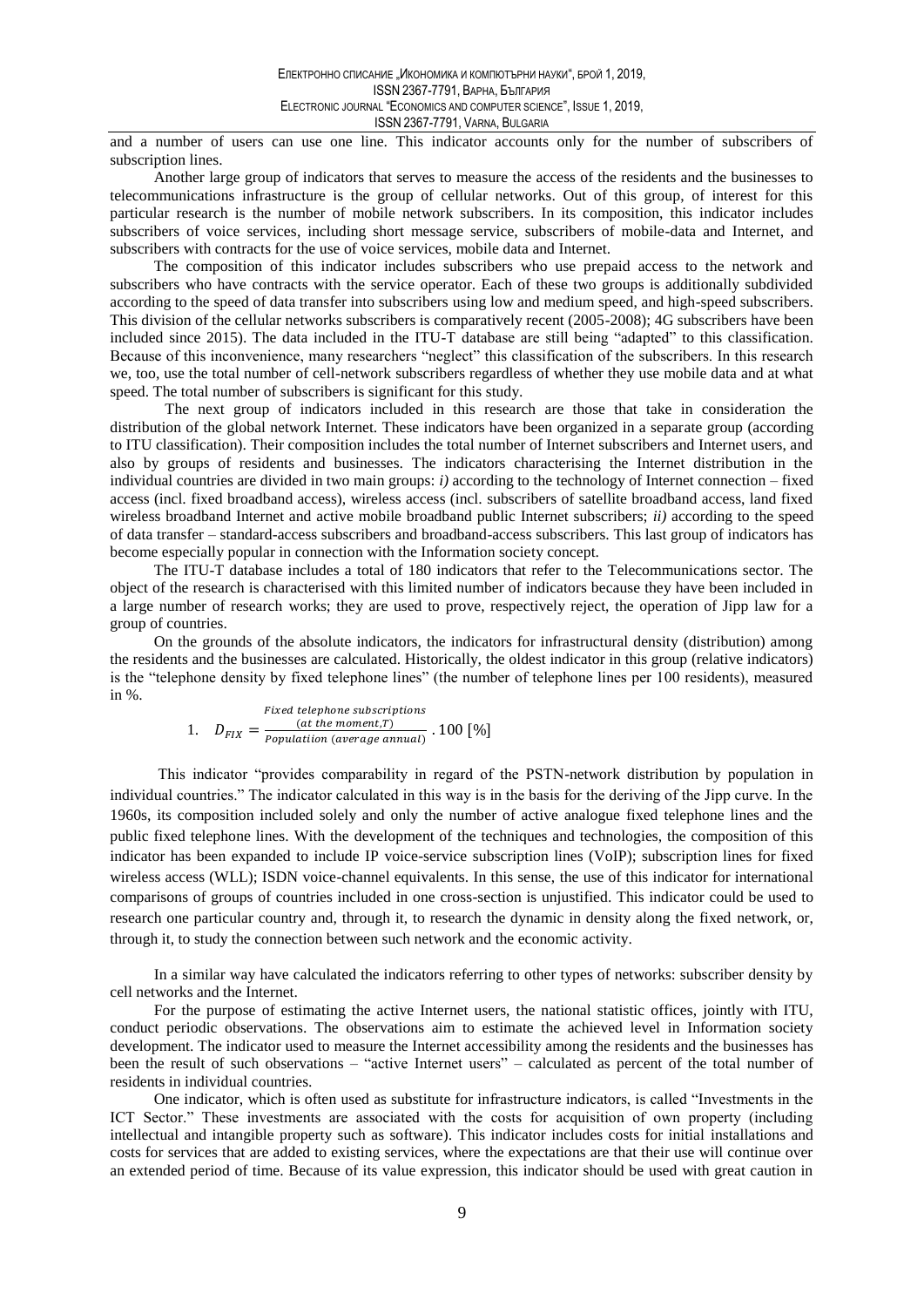and a number of users can use one line. This indicator accounts only for the number of subscribers of subscription lines.

Another large group of indicators that serves to measure the access of the residents and the businesses to telecommunications infrastructure is the group of cellular networks. Out of this group, of interest for this particular research is the number of mobile network subscribers. In its composition, this indicator includes subscribers of voice services, including short message service, subscribers of mobile-data and Internet, and subscribers with contracts for the use of voice services, mobile data and Internet.

The composition of this indicator includes subscribers who use prepaid access to the network and subscribers who have contracts with the service operator. Each of these two groups is additionally subdivided according to the speed of data transfer into subscribers using low and medium speed, and high-speed subscribers. This division of the cellular networks subscribers is comparatively recent (2005-2008); 4G subscribers have been included since 2015). The data included in the ITU-T database are still being "adapted" to this classification. Because of this inconvenience, many researchers "neglect" this classification of the subscribers. In this research we, too, use the total number of cell-network subscribers regardless of whether they use mobile data and at what speed. The total number of subscribers is significant for this study.

The next group of indicators included in this research are those that take in consideration the distribution of the global network Internet. These indicators have been organized in a separate group (according to ITU classification). Their composition includes the total number of Internet subscribers and Internet users, and also by groups of residents and businesses. The indicators characterising the Internet distribution in the individual countries are divided in two main groups: *i)* according to the technology of Internet connection – fixed access (incl. fixed broadband access), wireless access (incl. subscribers of satellite broadband access, land fixed wireless broadband Internet and active mobile broadband public Internet subscribers; *ii)* according to the speed of data transfer – standard-access subscribers and broadband-access subscribers. This last group of indicators has become especially popular in connection with the Information society concept.

The ITU-T database includes a total of 180 indicators that refer to the Telecommunications sector. The object of the research is characterised with this limited number of indicators because they have been included in a large number of research works; they are used to prove, respectively reject, the operation of Jipp law for a group of countries.

On the grounds of the absolute indicators, the indicators for infrastructural density (distribution) among the residents and the businesses are calculated. Historically, the oldest indicator in this group (relative indicators) is the "telephone density by fixed telephone lines" (the number of telephone lines per 100 residents), measured in %.

$$1. \quad D_{FIX} = \frac{\substack{Fixed\ telephone\ subscriptions \\ (at\ the\ moment, T)}}{Populatiion\ (average\ annual)} \,.\, 100\ [\%]$$

This indicator "provides comparability in regard of the PSTN-network distribution by population in individual countries." The indicator calculated in this way is in the basis for the deriving of the Jipp curve. In the 1960s, its composition included solely and only the number of active analogue fixed telephone lines and the public fixed telephone lines. With the development of the techniques and technologies, the composition of this indicator has been expanded to include IP voice-service subscription lines (VoIP); subscription lines for fixed wireless access (WLL); ISDN voice-channel equivalents. In this sense, the use of this indicator for international comparisons of groups of countries included in one cross-section is unjustified. This indicator could be used to research one particular country and, through it, to research the dynamic in density along the fixed network, or, through it, to study the connection between such network and the economic activity.

In a similar way have calculated the indicators referring to other types of networks: subscriber density by cell networks and the Internet.

For the purpose of estimating the active Internet users, the national statistic offices, jointly with ITU, conduct periodic observations. The observations aim to estimate the achieved level in Information society development. The indicator used to measure the Internet accessibility among the residents and the businesses has been the result of such observations – "active Internet users" – calculated as percent of the total number of residents in individual countries.

One indicator, which is often used as substitute for infrastructure indicators, is called "Investments in the ICT Sector." These investments are associated with the costs for acquisition of own property (including intellectual and intangible property such as software). This indicator includes costs for initial installations and costs for services that are added to existing services, where the expectations are that their use will continue over an extended period of time. Because of its value expression, this indicator should be used with great caution in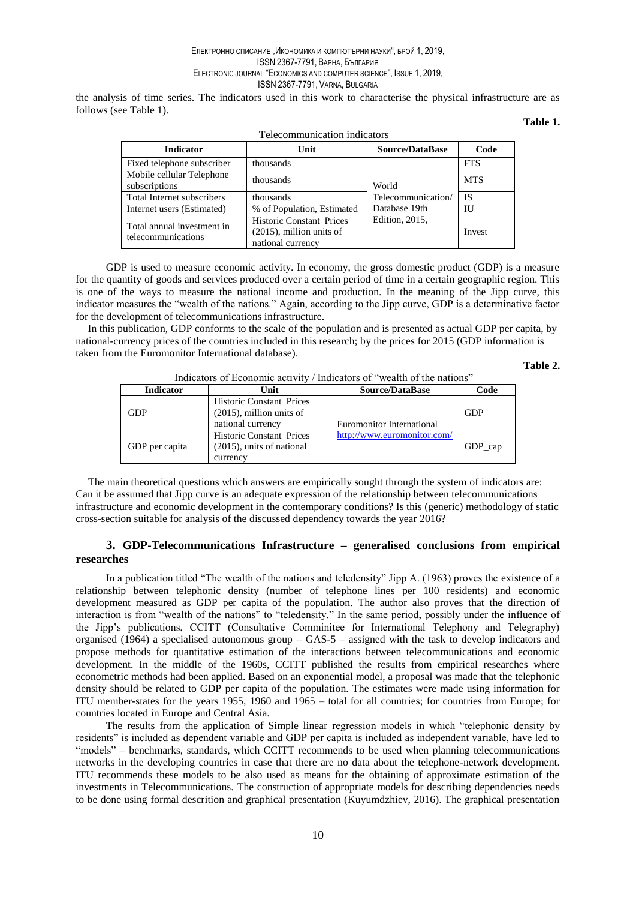the analysis of time series. The indicators used in this work to characterise the physical infrastructure are as follows (see Table 1).

**Table 1.**

Telecommunication indicators

| Indicator | Unit | Source/DataBase | Code |
|---|---|---|---|
| Fixed telephone subscriber | thousands | World Telecommunication/ Database 19th Edition, 2015, | FTS |
| Mobile cellular Telephone subscriptions | thousands | | MTS |
| Total Internet subscribers | thousands | | IS |
| Internet users (Estimated) | % of Population, Estimated | | IU |
| Total annual investment in telecommunications | Historic Constant Prices (2015), million units of national currency | | Invest |

GDP is used to measure economic activity. In economy, the gross domestic product (GDP) is a measure for the quantity of goods and services produced over a certain period of time in a certain geographic region. This is one of the ways to measure the national income and production. In the meaning of the Jipp curve, this indicator measures the "wealth of the nations." Again, according to the Jipp curve, GDP is a determinative factor for the development of telecommunications infrastructure.

In this publication, GDP conforms to the scale of the population and is presented as actual GDP per capita, by national-currency prices of the countries included in this research; by the prices for 2015 (GDP information is taken from the Euromonitor International database).

**Table 2.**

Indicators of Economic activity / Indicators of "wealth of the nations"

| Indicator | Unit | Source/DataBase | Code |
|---|---|---|---|
| GDP | Historic Constant Prices (2015), million units of national currency | Euromonitor International http://www.euromonitor.com/ | GDP |
| GDP per capita | Historic Constant Prices (2015), units of national currency | | GDP_cap |

The main theoretical questions which answers are empirically sought through the system of indicators are: Can it be assumed that Jipp curve is an adequate expression of the relationship between telecommunications infrastructure and economic development in the contemporary conditions? Is this (generic) methodology of static cross-section suitable for analysis of the discussed dependency towards the year 2016?

## 3. GDP-Telecommunications Infrastructure – generalised conclusions from empirical researches

In a publication titled "The wealth of the nations and teledensity" Jipp A. (1963) proves the existence of a relationship between telephonic density (number of telephone lines per 100 residents) and economic development measured as GDP per capita of the population. The author also proves that the direction of interaction is from "wealth of the nations" to "teledensity." In the same period, possibly under the influence of the Jipp's publications, CCITT (Consultative Commitee for International Telephony and Telegraphy) organised (1964) a specialised autonomous group – GAS-5 – assigned with the task to develop indicators and propose methods for quantitative estimation of the interactions between telecommunications and economic development. In the middle of the 1960s, CCITT published the results from empirical researches where econometric methods had been applied. Based on an exponential model, a proposal was made that the telephonic density should be related to GDP per capita of the population. The estimates were made using information for ITU member-states for the years 1955, 1960 and 1965 – total for all countries; for countries from Europe; for countries located in Europe and Central Asia.

The results from the application of Simple linear regression models in which "telephonic density by residents" is included as dependent variable and GDP per capita is included as independent variable, have led to "models" – benchmarks, standards, which CCITT recommends to be used when planning telecommunications networks in the developing countries in case that there are no data about the telephone-network development. ITU recommends these models to be also used as means for the obtaining of approximate estimation of the investments in Telecommunications. The construction of appropriate models for describing dependencies needs to be done using formal descrition and graphical presentation (Kuyumdzhiev, 2016). The graphical presentation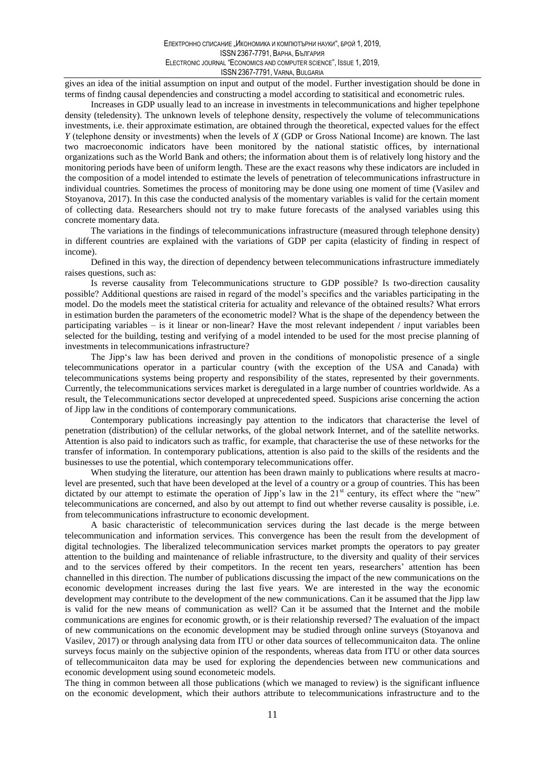gives an idea of the initial assumption on input and output of the model. Further investigation should be done in terms of findng causal dependencies and constructing a model according to statisitical and econometric rules.

Increases in GDP usually lead to an increase in investments in telecommunications and higher tepelphone density (teledensity). The unknown levels of telephone density, respectively the volume of telecommunications investments, i.e. their approximate estimation, are obtained through the theoretical, expected values for the effect *Y* (telephone density or investments) when the levels of *X* (GDP or Gross National Income) are known. The last two macroeconomic indicators have been monitored by the national statistic offices, by international organizations such as the World Bank and others; the information about them is of relatively long history and the monitoring periods have been of uniform length. These are the exact reasons why these indicators are included in the composition of a model intended to estimate the levels of penetration of telecommunications infrastructure in individual countries. Sometimes the process of monitoring may be done using one moment of time (Vasilev and Stoyanova, 2017). In this case the conducted analysis of the momentary variables is valid for the certain moment of collecting data. Researchers should not try to make future forecasts of the analysed variables using this concrete momentary data.

The variations in the findings of telecommunications infrastructure (measured through telephone density) in different countries are explained with the variations of GDP per capita (elasticity of finding in respect of income).

Defined in this way, the direction of dependency between telecommunications infrastructure immediately raises questions, such as:

Is reverse causality from Telecommunications structure to GDP possible? Is two-direction causality possible? Additional questions are raised in regard of the model's specifics and the variables participating in the model. Do the models meet the statistical criteria for actuality and relevance of the obtained results? What errors in estimation burden the parameters of the econometric model? What is the shape of the dependency between the participating variables – is it linear or non-linear? Have the most relevant independent / input variables been selected for the building, testing and verifying of a model intended to be used for the most precise planning of investments in telecommunications infrastructure?

The Jipp's law has been derived and proven in the conditions of monopolistic presence of a single telecommunications operator in a particular country (with the exception of the USA and Canada) with telecommunications systems being property and responsibility of the states, represented by their governments. Currently, the telecommunications services market is deregulated in a large number of countries worldwide. As a result, the Telecommunications sector developed at unprecedented speed. Suspicions arise concerning the action of Jipp law in the conditions of contemporary communications.

Contemporary publications increasingly pay attention to the indicators that characterise the level of penetration (distribution) of the cellular networks, of the global network Internet, and of the satellite networks. Attention is also paid to indicators such as traffic, for example, that characterise the use of these networks for the transfer of information. In contemporary publications, attention is also paid to the skills of the residents and the businesses to use the potential, which contemporary telecommunications offer.

When studying the literature, our attention has been drawn mainly to publications where results at macro-level are presented, such that have been developed at the level of a country or a group of countries. This has been dictated by our attempt to estimate the operation of Jipp's law in the 21st century, its effect where the "new" telecommunications are concerned, and also by out attempt to find out whether reverse causality is possible, i.e. from telecommunications infrastructure to economic development.

A basic characteristic of telecommunication services during the last decade is the merge between telecommunication and information services. This convergence has been the result from the development of digital technologies. The liberalized telecommunication services market prompts the operators to pay greater attention to the building and maintenance of reliable infrastructure, to the diversity and quality of their services and to the services offered by their competitors. In the recent ten years, researchers' attention has been channelled in this direction. The number of publications discussing the impact of the new communications on the economic development increases during the last five years. We are interested in the way the economic development may contribute to the development of the new communications. Can it be assumed that the Jipp law is valid for the new means of communication as well? Can it be assumed that the Internet and the mobile communications are engines for economic growth, or is their relationship reversed? The evaluation of the impact of new communications on the economic development may be studied through online surveys (Stoyanova and Vasilev, 2017) or through analysing data from ITU or other data sources of tellecommunicaiton data. The online surveys focus mainly on the subjective opinion of the respondents, whereas data from ITU or other data sources of tellecommunicaiton data may be used for exploring the dependencies between new communications and economic development using sound econometeic models.

The thing in common between all those publications (which we managed to review) is the significant influence on the economic development, which their authors attribute to telecommunications infrastructure and to the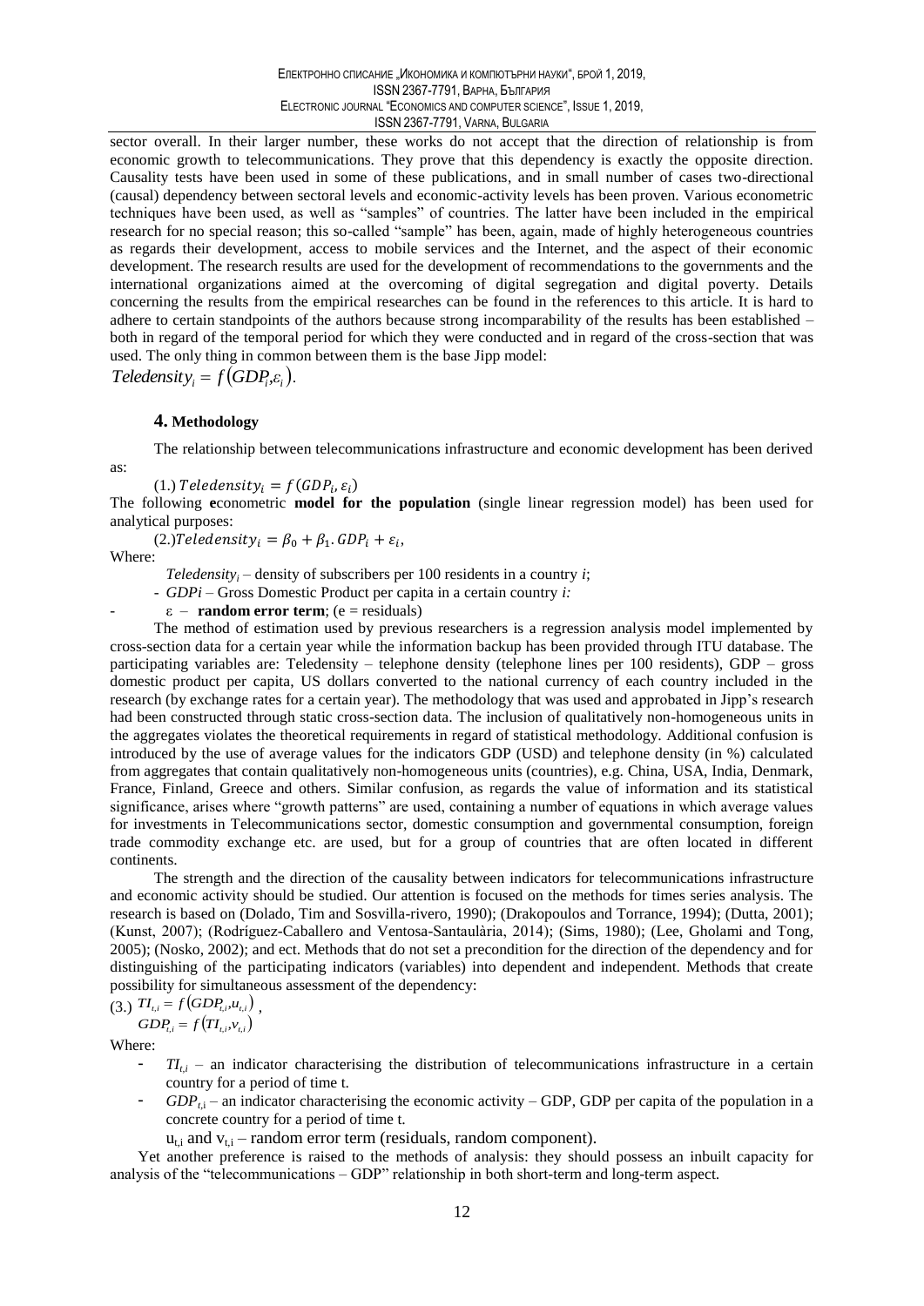sector overall. In their larger number, these works do not accept that the direction of relationship is from economic growth to telecommunications. They prove that this dependency is exactly the opposite direction. Causality tests have been used in some of these publications, and in small number of cases two-directional (causal) dependency between sectoral levels and economic-activity levels has been proven. Various econometric techniques have been used, as well as "samples" of countries. The latter have been included in the empirical research for no special reason; this so-called "sample" has been, again, made of highly heterogeneous countries as regards their development, access to mobile services and the Internet, and the aspect of their economic development. The research results are used for the development of recommendations to the governments and the international organizations aimed at the overcoming of digital segregation and digital poverty. Details concerning the results from the empirical researches can be found in the references to this article. It is hard to adhere to certain standpoints of the authors because strong incomparability of the results has been established – both in regard of the temporal period for which they were conducted and in regard of the cross-section that was used. The only thing in common between them is the base Jipp model:

$Teledensity_i = f(GDP_i, \varepsilon_i)$.

## 4. Methodology

The relationship between telecommunications infrastructure and economic development has been derived as:

(1.) $Teledensity_i = f(GDP_i, \varepsilon_i)$

The following **e**conometric **model for the population** (single linear regression model) has been used for analytical purposes:

(2.) $Teledensity_i = \beta_0 + \beta_1 . GDP_i + \varepsilon_i$,

Where:

- $Teledensity_i$ – density of subscribers per 100 residents in a country *i*;
- *GDPi* – Gross Domestic Product per capita in a certain country *i:*
- $\varepsilon$ – **random error term**; (e = residuals)

The method of estimation used by previous researchers is a regression analysis model implemented by cross-section data for a certain year while the information backup has been provided through ITU database. The participating variables are: Teledensity – telephone density (telephone lines per 100 residents), GDP – gross domestic product per capita, US dollars converted to the national currency of each country included in the research (by exchange rates for a certain year). The methodology that was used and approbated in Jipp's research had been constructed through static cross-section data. The inclusion of qualitatively non-homogeneous units in the aggregates violates the theoretical requirements in regard of statistical methodology. Additional confusion is introduced by the use of average values for the indicators GDP (USD) and telephone density (in %) calculated from aggregates that contain qualitatively non-homogeneous units (countries), e.g. China, USA, India, Denmark, France, Finland, Greece and others. Similar confusion, as regards the value of information and its statistical significance, arises where "growth patterns" are used, containing a number of equations in which average values for investments in Telecommunications sector, domestic consumption and governmental consumption, foreign trade commodity exchange etc. are used, but for a group of countries that are often located in different continents.

The strength and the direction of the causality between indicators for telecommunications infrastructure and economic activity should be studied. Our attention is focused on the methods for times series analysis. The research is based on (Dolado, Tim and Sosvilla-rivero, 1990); (Drakopoulos and Torrance, 1994); (Dutta, 2001); (Kunst, 2007); (Rodríguez-Caballero and Ventosa-Santaulària, 2014); (Sims, 1980); (Lee, Gholami and Tong, 2005); (Nosko, 2002); and ect. Methods that do not set a precondition for the direction of the dependency and for distinguishing of the participating indicators (variables) into dependent and independent. Methods that create possibility for simultaneous assessment of the dependency:

(3.) $TI_{t,i} = f(GDP_{t,i}, u_{t,i})$,
$GDP_{t,i} = f(TI_{t,i}, v_{t,i})$

Where:

- $TI_{t,i}$ – an indicator characterising the distribution of telecommunications infrastructure in a certain country for a period of time t.
- $GDP_{t,i}$ – an indicator characterising the economic activity – GDP, GDP per capita of the population in a concrete country for a period of time t.

  $u_{t,i}$ and $v_{t,i}$ – random error term (residuals, random component).

Yet another preference is raised to the methods of analysis: they should possess an inbuilt capacity for analysis of the "telecommunications – GDP" relationship in both short-term and long-term aspect.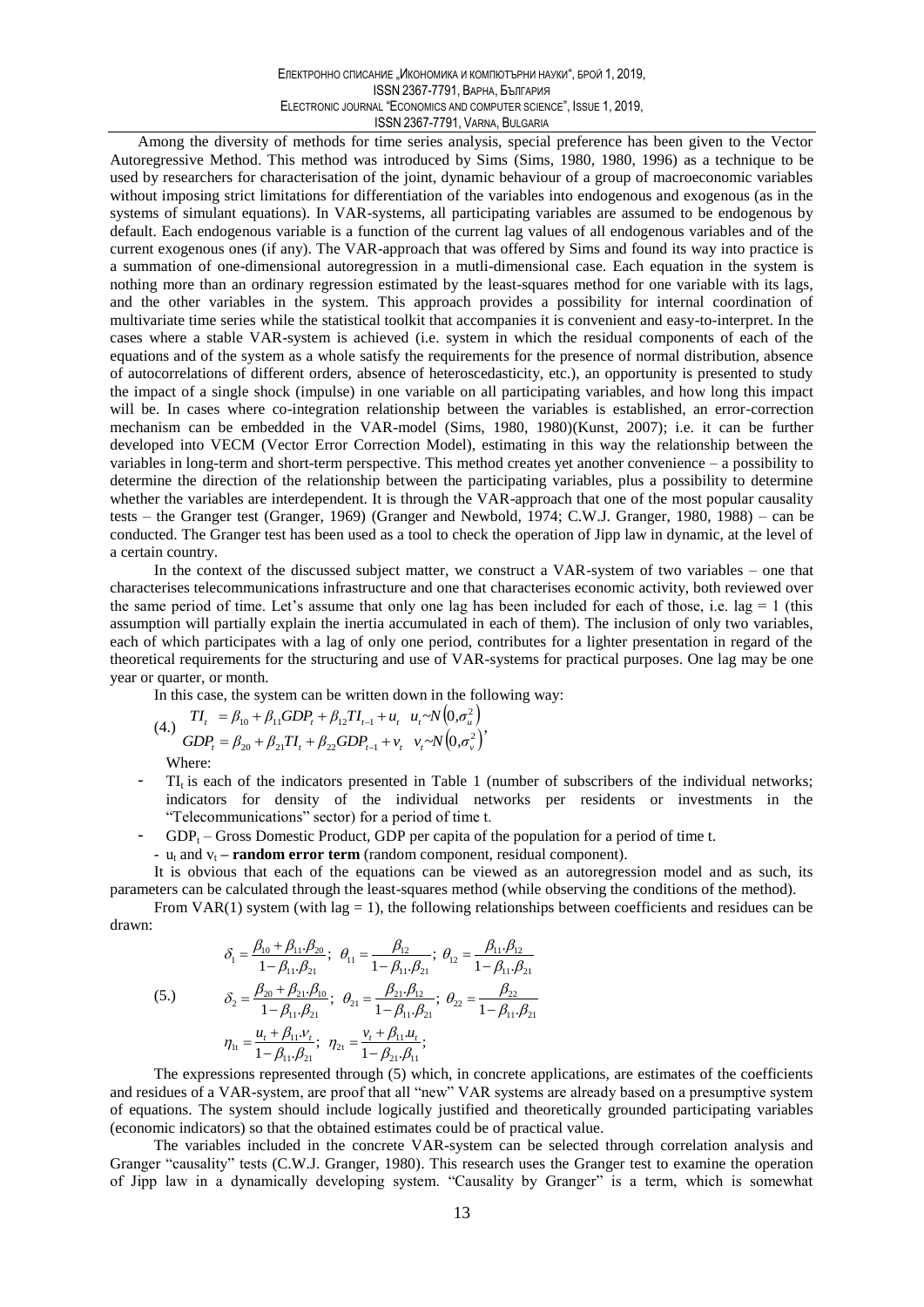Among the diversity of methods for time series analysis, special preference has been given to the Vector Autoregressive Method. This method was introduced by Sims (Sims, 1980, 1980, 1996) as a technique to be used by researchers for characterisation of the joint, dynamic behaviour of a group of macroeconomic variables without imposing strict limitations for differentiation of the variables into endogenous and exogenous (as in the systems of simulant equations). In VAR-systems, all participating variables are assumed to be endogenous by default. Each endogenous variable is a function of the current lag values of all endogenous variables and of the current exogenous ones (if any). The VAR-approach that was offered by Sims and found its way into practice is a summation of one-dimensional autoregression in a mutli-dimensional case. Each equation in the system is nothing more than an ordinary regression estimated by the least-squares method for one variable with its lags, and the other variables in the system. This approach provides a possibility for internal coordination of multivariate time series while the statistical toolkit that accompanies it is convenient and easy-to-interpret. In the cases where a stable VAR-system is achieved (i.e. system in which the residual components of each of the equations and of the system as a whole satisfy the requirements for the presence of normal distribution, absence of autocorrelations of different orders, absence of heteroscedasticity, etc.), an opportunity is presented to study the impact of a single shock (impulse) in one variable on all participating variables, and how long this impact will be. In cases where co-integration relationship between the variables is established, an error-correction mechanism can be embedded in the VAR-model (Sims, 1980, 1980)(Kunst, 2007); i.e. it can be further developed into VECM (Vector Error Correction Model), estimating in this way the relationship between the variables in long-term and short-term perspective. This method creates yet another convenience – a possibility to determine the direction of the relationship between the participating variables, plus a possibility to determine whether the variables are interdependent. It is through the VAR-approach that one of the most popular causality tests – the Granger test (Granger, 1969) (Granger and Newbold, 1974; C.W.J. Granger, 1980, 1988) – can be conducted. The Granger test has been used as a tool to check the operation of Jipp law in dynamic, at the level of a certain country.

In the context of the discussed subject matter, we construct a VAR-system of two variables – one that characterises telecommunications infrastructure and one that characterises economic activity, both reviewed over the same period of time. Let's assume that only one lag has been included for each of those, i.e. lag = 1 (this assumption will partially explain the inertia accumulated in each of them). The inclusion of only two variables, each of which participates with a lag of only one period, contributes for a lighter presentation in regard of the theoretical requirements for the structuring and use of VAR-systems for practical purposes. One lag may be one year or quarter, or month.

In this case, the system can be written down in the following way:

$$(4.)\quad \begin{aligned} TI_t &= \beta_{10} + \beta_{11} GDP_t + \beta_{12} TI_{t-1} + u_t \quad u_t \sim N\left(0, \sigma_u^2\right) \\ GDP_t &= \beta_{20} + \beta_{21} TI_t + \beta_{22} GDP_{t-1} + v_t \quad v_t \sim N\left(0, \sigma_v^2\right) \end{aligned},$$

Where:

- $TI_t$ is each of the indicators presented in Table 1 (number of subscribers of the individual networks; indicators for density of the individual networks per residents or investments in the "Telecommunications" sector) for a period of time t.
- $GDP_t$ – Gross Domestic Product, GDP per capita of the population for a period of time t.
- $u_t$ and $v_t$ – **random error term** (random component, residual component).

It is obvious that each of the equations can be viewed as an autoregression model and as such, its parameters can be calculated through the least-squares method (while observing the conditions of the method).

From VAR(1) system (with lag = 1), the following relationships between coefficients and residues can be drawn:

$$(5.)\quad \begin{aligned} &\delta_1 = \frac{\beta_{10} + \beta_{11}.\beta_{20}}{1 - \beta_{11}.\beta_{21}};\ \theta_{11} = \frac{\beta_{12}}{1 - \beta_{11}.\beta_{21}};\ \theta_{12} = \frac{\beta_{11}.\beta_{12}}{1 - \beta_{11}.\beta_{21}} \\ &\delta_2 = \frac{\beta_{20} + \beta_{21}.\beta_{10}}{1 - \beta_{11}.\beta_{21}};\ \theta_{21} = \frac{\beta_{21}.\beta_{12}}{1 - \beta_{11}.\beta_{21}};\ \theta_{22} = \frac{\beta_{22}}{1 - \beta_{11}.\beta_{21}} \\ &\eta_{1t} = \frac{u_t + \beta_{11}.v_t}{1 - \beta_{11}.\beta_{21}};\ \eta_{2t} = \frac{v_t + \beta_{11}.u_t}{1 - \beta_{21}.\beta_{11}}; \end{aligned}$$

The expressions represented through (5) which, in concrete applications, are estimates of the coefficients and residues of a VAR-system, are proof that all "new" VAR systems are already based on a presumptive system of equations. The system should include logically justified and theoretically grounded participating variables (economic indicators) so that the obtained estimates could be of practical value.

The variables included in the concrete VAR-system can be selected through correlation analysis and Granger "causality" tests (C.W.J. Granger, 1980). This research uses the Granger test to examine the operation of Jipp law in a dynamically developing system. "Causality by Granger" is a term, which is somewhat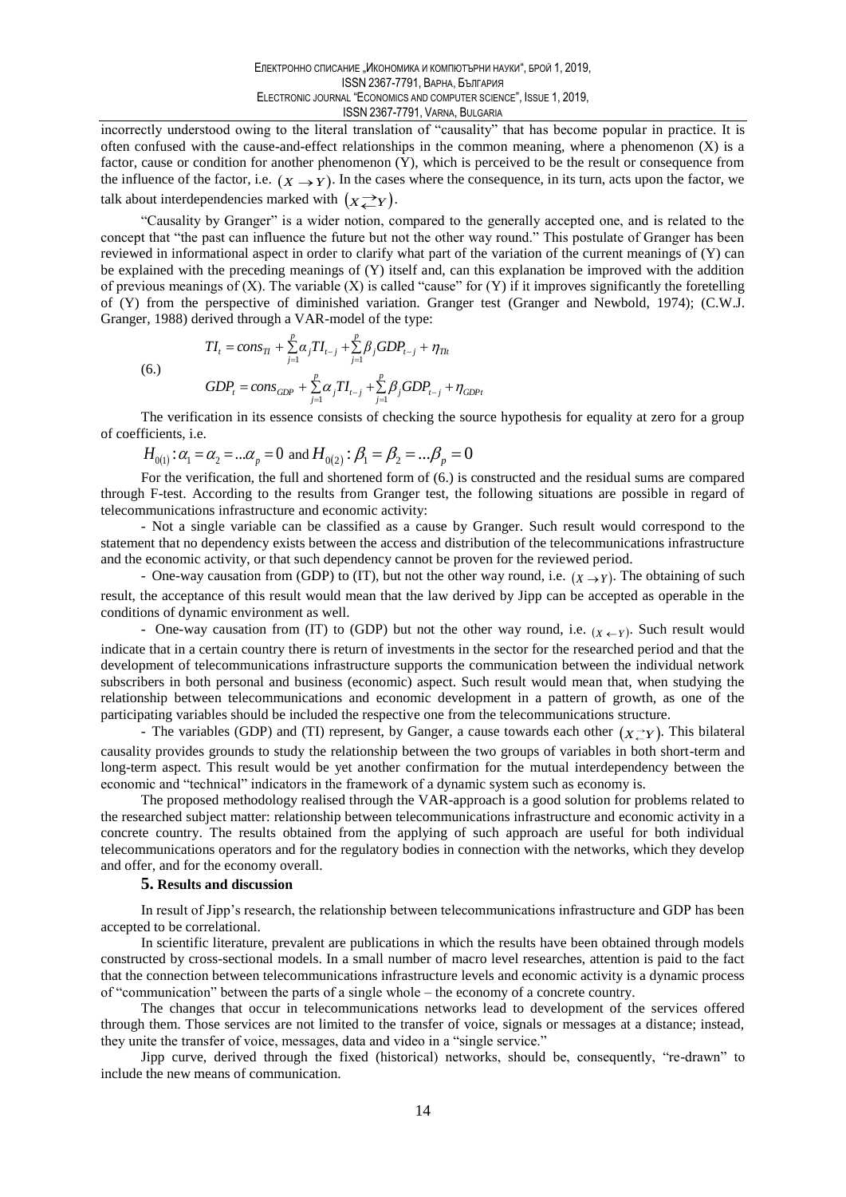incorrectly understood owing to the literal translation of "causality" that has become popular in practice. It is often confused with the cause-and-effect relationships in the common meaning, where a phenomenon (X) is a factor, cause or condition for another phenomenon (Y), which is perceived to be the result or consequence from the influence of the factor, i.e. $(X \rightarrow Y)$. In the cases where the consequence, in its turn, acts upon the factor, we talk about interdependencies marked with $(X \rightleftarrows Y)$.

"Causality by Granger" is a wider notion, compared to the generally accepted one, and is related to the concept that "the past can influence the future but not the other way round." This postulate of Granger has been reviewed in informational aspect in order to clarify what part of the variation of the current meanings of (Y) can be explained with the preceding meanings of (Y) itself and, can this explanation be improved with the addition of previous meanings of (X). The variable (X) is called "cause" for (Y) if it improves significantly the foretelling of (Y) from the perspective of diminished variation. Granger test (Granger and Newbold, 1974); (C.W.J. Granger, 1988) derived through a VAR-model of the type:

$$
TI_t = cons_{TI} + \sum_{j=1}^{p} \alpha_j TI_{t-j} + \sum_{j=1}^{p} \beta_j GDP_{t-j} + \eta_{TIt}
$$

(6.)

$$
GDP_t = cons_{GDP} + \sum_{j=1}^{p} \alpha_j TI_{t-j} + \sum_{j=1}^{p} \beta_j GDP_{t-j} + \eta_{GDPt}
$$

The verification in its essence consists of checking the source hypothesis for equality at zero for a group of coefficients, i.e.

$H_{0(1)} : \alpha_1 = \alpha_2 = ... \alpha_p = 0$ and $H_{0(2)} : \beta_1 = \beta_2 = ... \beta_p = 0$

For the verification, the full and shortened form of (6.) is constructed and the residual sums are compared through F-test. According to the results from Granger test, the following situations are possible in regard of telecommunications infrastructure and economic activity:

- Not a single variable can be classified as a cause by Granger. Such result would correspond to the statement that no dependency exists between the access and distribution of the telecommunications infrastructure and the economic activity, or that such dependency cannot be proven for the reviewed period.

- One-way causation from (GDP) to (IT), but not the other way round, i.e. $(X \rightarrow Y)$. The obtaining of such result, the acceptance of this result would mean that the law derived by Jipp can be accepted as operable in the conditions of dynamic environment as well.

- One-way causation from (IT) to (GDP) but not the other way round, i.e. $(X \leftarrow Y)$. Such result would indicate that in a certain country there is return of investments in the sector for the researched period and that the development of telecommunications infrastructure supports the communication between the individual network subscribers in both personal and business (economic) aspect. Such result would mean that, when studying the relationship between telecommunications and economic development in a pattern of growth, as one of the participating variables should be included the respective one from the telecommunications structure.

- The variables (GDP) and (TI) represent, by Ganger, a cause towards each other $(X \rightleftarrows Y)$. This bilateral causality provides grounds to study the relationship between the two groups of variables in both short-term and long-term aspect. This result would be yet another confirmation for the mutual interdependency between the economic and "technical" indicators in the framework of a dynamic system such as economy is.

The proposed methodology realised through the VAR-approach is a good solution for problems related to the researched subject matter: relationship between telecommunications infrastructure and economic activity in a concrete country. The results obtained from the applying of such approach are useful for both individual telecommunications operators and for the regulatory bodies in connection with the networks, which they develop and offer, and for the economy overall.

## 5. Results and discussion

In result of Jipp's research, the relationship between telecommunications infrastructure and GDP has been accepted to be correlational.

In scientific literature, prevalent are publications in which the results have been obtained through models constructed by cross-sectional models. In a small number of macro level researches, attention is paid to the fact that the connection between telecommunications infrastructure levels and economic activity is a dynamic process of "communication" between the parts of a single whole – the economy of a concrete country.

The changes that occur in telecommunications networks lead to development of the services offered through them. Those services are not limited to the transfer of voice, signals or messages at a distance; instead, they unite the transfer of voice, messages, data and video in a "single service."

Jipp curve, derived through the fixed (historical) networks, should be, consequently, "re-drawn" to include the new means of communication.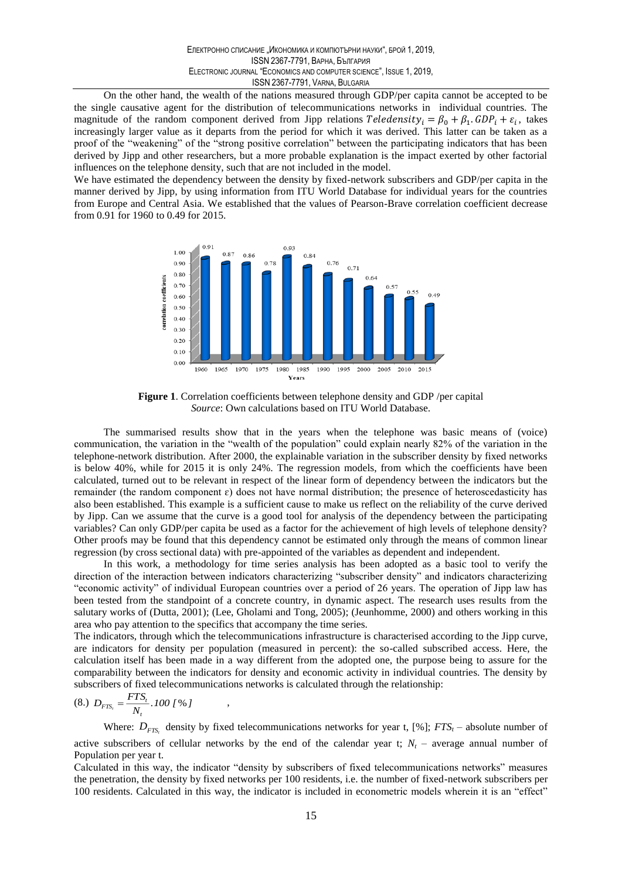On the other hand, the wealth of the nations measured through GDP/per capita cannot be accepted to be the single causative agent for the distribution of telecommunications networks in individual countries. The magnitude of the random component derived from Jipp relations $Teledensity_i = \beta_0 + \beta_1.GDP_i + \varepsilon_i$, takes increasingly larger value as it departs from the period for which it was derived. This latter can be taken as a proof of the "weakening" of the "strong positive correlation" between the participating indicators that has been derived by Jipp and other researchers, but a more probable explanation is the impact exerted by other factorial influences on the telephone density, such that are not included in the model.

We have estimated the dependency between the density by fixed-network subscribers and GDP/per capita in the manner derived by Jipp, by using information from ITU World Database for individual years for the countries from Europe and Central Asia. We established that the values of Pearson-Brave correlation coefficient decrease from 0.91 for 1960 to 0.49 for 2015.

**Figure 1**. Correlation coefficients between telephone density and GDP /per capital
*Source*: Own calculations based on ITU World Database.

The summarised results show that in the years when the telephone was basic means of (voice) communication, the variation in the "wealth of the population" could explain nearly 82% of the variation in the telephone-network distribution. After 2000, the explainable variation in the subscriber density by fixed networks is below 40%, while for 2015 it is only 24%. The regression models, from which the coefficients have been calculated, turned out to be relevant in respect of the linear form of dependency between the indicators but the remainder (the random component ε) does not have normal distribution; the presence of heteroscedasticity has also been established. This example is a sufficient cause to make us reflect on the reliability of the curve derived by Jipp. Can we assume that the curve is a good tool for analysis of the dependency between the participating variables? Can only GDP/per capita be used as a factor for the achievement of high levels of telephone density? Other proofs may be found that this dependency cannot be estimated only through the means of common linear regression (by cross sectional data) with pre-appointed of the variables as dependent and independent.

In this work, a methodology for time series analysis has been adopted as a basic tool to verify the direction of the interaction between indicators characterizing "subscriber density" and indicators characterizing "economic activity" of individual European countries over a period of 26 years. The operation of Jipp law has been tested from the standpoint of a concrete country, in dynamic aspect. The research uses results from the salutary works of (Dutta, 2001); (Lee, Gholami and Tong, 2005); (Jeunhomme, 2000) and others working in this area who pay attention to the specifics that accompany the time series.

The indicators, through which the telecommunications infrastructure is characterised according to the Jipp curve, are indicators for density per population (measured in percent): the so-called subscribed access. Here, the calculation itself has been made in a way different from the adopted one, the purpose being to assure for the comparability between the indicators for density and economic activity in individual countries. The density by subscribers of fixed telecommunications networks is calculated through the relationship:

$$(8.)\quad D_{FTS_t} = \frac{FTS_t}{N_t}.100\ [\%] \qquad ,$$

Where: $D_{FTS_t}$ density by fixed telecommunications networks for year t, [%]; $FTS_t$ – absolute number of active subscribers of cellular networks by the end of the calendar year t; $N_t$ – average annual number of Population per year t.

Calculated in this way, the indicator "density by subscribers of fixed telecommunications networks" measures the penetration, the density by fixed networks per 100 residents, i.e. the number of fixed-network subscribers per 100 residents. Calculated in this way, the indicator is included in econometric models wherein it is an "effect"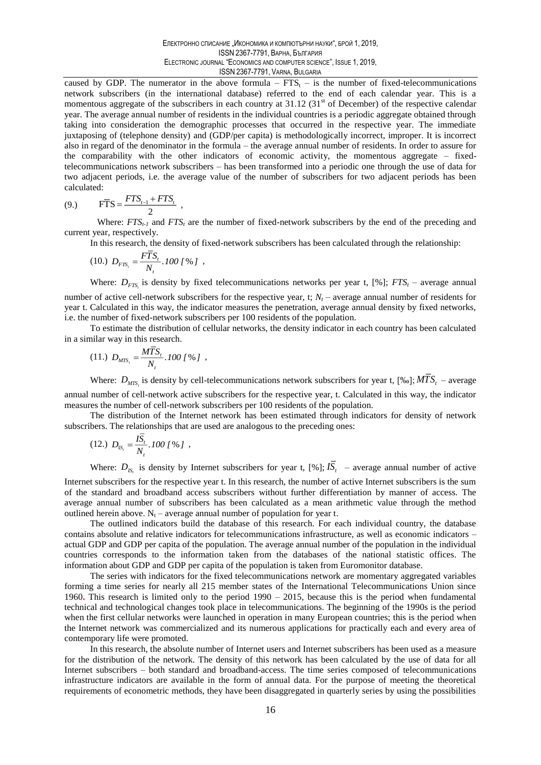caused by GDP. The numerator in the above formula – $FTS_t$ – is the number of fixed-telecommunications network subscribers (in the international database) referred to the end of each calendar year. This is a momentous aggregate of the subscribers in each country at 31.12 (31[st] of December) of the respective calendar year. The average annual number of residents in the individual countries is a periodic aggregate obtained through taking into consideration the demographic processes that occurred in the respective year. The immediate juxtaposing of (telephone density) and (GDP/per capita) is methodologically incorrect, improper. It is incorrect also in regard of the denominator in the formula – the average annual number of residents. In order to assure for the comparability with the other indicators of economic activity, the momentous aggregate – fixed-telecommunications network subscribers – has been transformed into a periodic one through the use of data for two adjacent periods, i.e. the average value of the number of subscribers for two adjacent periods has been calculated:

$$\text{(9.)} \qquad F\overline{T}S = \frac{FTS_{t-1} + FTS_t}{2} \ ,$$

Where: $FTS_{t-1}$ and $FTS_t$ are the number of fixed-network subscribers by the end of the preceding and current year, respectively.

In this research, the density of fixed-network subscribers has been calculated through the relationship:

$$\text{(10.)} \ D_{FTS_t} = \frac{F\overline{T}S_t}{N_t}.100 \ [\%] \ ,$$

Where: $D_{FTS_t}$ is density by fixed telecommunications networks per year t, [%]; $FTS_t$ – average annual number of active cell-network subscribers for the respective year, t; $N_t$ – average annual number of residents for year t. Calculated in this way, the indicator measures the penetration, average annual density by fixed networks, i.e. the number of fixed-network subscribers per 100 residents of the population.

To estimate the distribution of cellular networks, the density indicator in each country has been calculated in a similar way in this research.

$$\text{(11.)} \ D_{MTS_t} = \frac{M\overline{T}S_t}{N_t}.100 \ [\%] \ ,$$

Where: $D_{MTS_t}$ is density by cell-telecommunications network subscribers for year t, [‰]; $M\overline{T}S_t$ – average annual number of cell-network active subscribers for the respective year, t. Calculated in this way, the indicator measures the number of cell-network subscribers per 100 residents of the population.

The distribution of the Internet network has been estimated through indicators for density of network subscribers. The relationships that are used are analogous to the preceding ones:

$$\text{(12.)} \ D_{IS_t} = \frac{I\overline{S}_t}{N_t}.100 \ [\%] \ ,$$

Where: $D_{IS_t}$ is density by Internet subscribers for year t, [%]; $I\overline{S}_t$ – average annual number of active Internet subscribers for the respective year t. In this research, the number of active Internet subscribers is the sum of the standard and broadband access subscribers without further differentiation by manner of access. The average annual number of subscribers has been calculated as a mean arithmetic value through the method outlined herein above. $N_t$ – average annual number of population for year t.

The outlined indicators build the database of this research. For each individual country, the database contains absolute and relative indicators for telecommunications infrastructure, as well as economic indicators – actual GDP and GDP per capita of the population. The average annual number of the population in the individual countries corresponds to the information taken from the databases of the national statistic offices. The information about GDP and GDP per capita of the population is taken from Euromonitor database.

The series with indicators for the fixed telecommunications network are momentary aggregated variables forming a time series for nearly all 215 member states of the International Telecommunications Union since 1960. This research is limited only to the period 1990 – 2015, because this is the period when fundamental technical and technological changes took place in telecommunications. The beginning of the 1990s is the period when the first cellular networks were launched in operation in many European countries; this is the period when the Internet network was commercialized and its numerous applications for practically each and every area of contemporary life were promoted.

In this research, the absolute number of Internet users and Internet subscribers has been used as a measure for the distribution of the network. The density of this network has been calculated by the use of data for all Internet subscribers – both standard and broadband-access. The time series composed of telecommunications infrastructure indicators are available in the form of annual data. For the purpose of meeting the theoretical requirements of econometric methods, they have been disaggregated in quarterly series by using the possibilities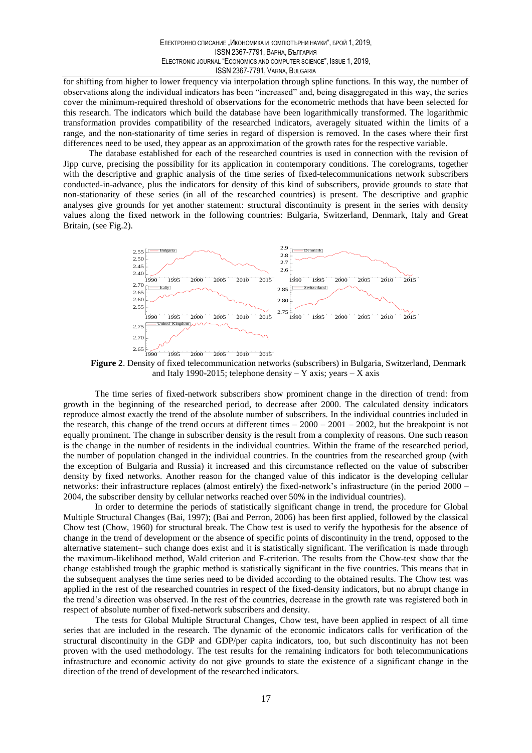for shifting from higher to lower frequency via interpolation through spline functions. In this way, the number of observations along the individual indicators has been "increased" and, being disaggregated in this way, the series cover the minimum-required threshold of observations for the econometric methods that have been selected for this research. The indicators which build the database have been logarithmically transformed. The logarithmic transformation provides compatibility of the researched indicators, averagely situated within the limits of a range, and the non-stationarity of time series in regard of dispersion is removed. In the cases where their first differences need to be used, they appear as an approximation of the growth rates for the respective variable.

The database established for each of the researched countries is used in connection with the revision of Jipp curve, precising the possibility for its application in contemporary conditions. The corelograms, together with the descriptive and graphic analysis of the time series of fixed-telecommunications network subscribers conducted-in-advance, plus the indicators for density of this kind of subscribers, provide grounds to state that non-stationarity of these series (in all of the researched countries) is present. The descriptive and graphic analyses give grounds for yet another statement: structural discontinuity is present in the series with density values along the fixed network in the following countries: Bulgaria, Switzerland, Denmark, Italy and Great Britain, (see Fig.2).

**Figure 2**. Density of fixed telecommunication networks (subscribers) in Bulgaria, Switzerland, Denmark and Italy 1990-2015; telephone density – Y axis; years – X axis

The time series of fixed-network subscribers show prominent change in the direction of trend: from growth in the beginning of the researched period, to decrease after 2000. The calculated density indicators reproduce almost exactly the trend of the absolute number of subscribers. In the individual countries included in the research, this change of the trend occurs at different times – 2000 – 2001 – 2002, but the breakpoint is not equally prominent. The change in subscriber density is the result from a complexity of reasons. One such reason is the change in the number of residents in the individual countries. Within the frame of the researched period, the number of population changed in the individual countries. In the countries from the researched group (with the exception of Bulgaria and Russia) it increased and this circumstance reflected on the value of subscriber density by fixed networks. Another reason for the changed value of this indicator is the developing cellular networks: their infrastructure replaces (almost entirely) the fixed-network's infrastructure (in the period 2000 – 2004, the subscriber density by cellular networks reached over 50% in the individual countries).

In order to determine the periods of statistically significant change in trend, the procedure for Global Multiple Structural Changes (Bai, 1997); (Bai and Perron, 2006) has been first applied, followed by the classical Chow test (Chow, 1960) for structural break. The Chow test is used to verify the hypothesis for the absence of change in the trend of development or the absence of specific points of discontinuity in the trend, opposed to the alternative statement– such change does exist and it is statistically significant. The verification is made through the maximum-likelihood method, Wald criterion and F-criterion. The results from the Chow-test show that the change established trough the graphic method is statistically significant in the five countries. This means that in the subsequent analyses the time series need to be divided according to the obtained results. The Chow test was applied in the rest of the researched countries in respect of the fixed-density indicators, but no abrupt change in the trend's direction was observed. In the rest of the countries, decrease in the growth rate was registered both in respect of absolute number of fixed-network subscribers and density.

The tests for Global Multiple Structural Changes, Chow test, have been applied in respect of all time series that are included in the research. The dynamic of the economic indicators calls for verification of the structural discontinuity in the GDP and GDP/per capita indicators, too, but such discontinuity has not been proven with the used methodology. The test results for the remaining indicators for both telecommunications infrastructure and economic activity do not give grounds to state the existence of a significant change in the direction of the trend of development of the researched indicators.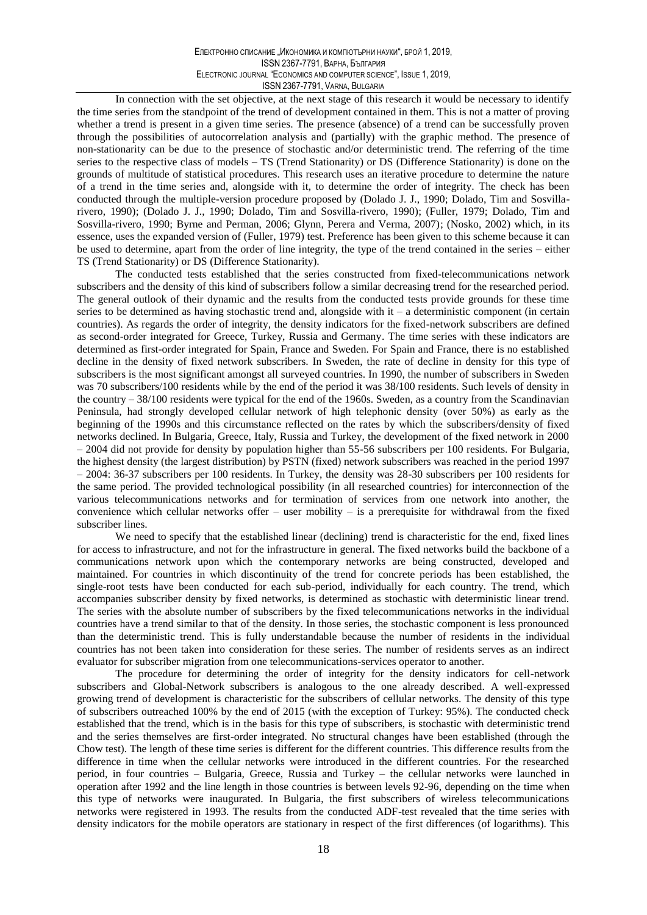In connection with the set objective, at the next stage of this research it would be necessary to identify the time series from the standpoint of the trend of development contained in them. This is not a matter of proving whether a trend is present in a given time series. The presence (absence) of a trend can be successfully proven through the possibilities of autocorrelation analysis and (partially) with the graphic method. The presence of non-stationarity can be due to the presence of stochastic and/or deterministic trend. The referring of the time series to the respective class of models – TS (Trend Stationarity) or DS (Difference Stationarity) is done on the grounds of multitude of statistical procedures. This research uses an iterative procedure to determine the nature of a trend in the time series and, alongside with it, to determine the order of integrity. The check has been conducted through the multiple-version procedure proposed by (Dolado J. J., 1990; Dolado, Tim and Sosvilla-rivero, 1990); (Dolado J. J., 1990; Dolado, Tim and Sosvilla-rivero, 1990); (Fuller, 1979; Dolado, Tim and Sosvilla-rivero, 1990; Byrne and Perman, 2006; Glynn, Perera and Verma, 2007); (Nosko, 2002) which, in its essence, uses the expanded version of (Fuller, 1979) test. Preference has been given to this scheme because it can be used to determine, apart from the order of line integrity, the type of the trend contained in the series – either TS (Trend Stationarity) or DS (Difference Stationarity).

The conducted tests established that the series constructed from fixed-telecommunications network subscribers and the density of this kind of subscribers follow a similar decreasing trend for the researched period. The general outlook of their dynamic and the results from the conducted tests provide grounds for these time series to be determined as having stochastic trend and, alongside with it – a deterministic component (in certain countries). As regards the order of integrity, the density indicators for the fixed-network subscribers are defined as second-order integrated for Greece, Turkey, Russia and Germany. The time series with these indicators are determined as first-order integrated for Spain, France and Sweden. For Spain and France, there is no established decline in the density of fixed network subscribers. In Sweden, the rate of decline in density for this type of subscribers is the most significant amongst all surveyed countries. In 1990, the number of subscribers in Sweden was 70 subscribers/100 residents while by the end of the period it was 38/100 residents. Such levels of density in the country – 38/100 residents were typical for the end of the 1960s. Sweden, as a country from the Scandinavian Peninsula, had strongly developed cellular network of high telephonic density (over 50%) as early as the beginning of the 1990s and this circumstance reflected on the rates by which the subscribers/density of fixed networks declined. In Bulgaria, Greece, Italy, Russia and Turkey, the development of the fixed network in 2000 – 2004 did not provide for density by population higher than 55-56 subscribers per 100 residents. For Bulgaria, the highest density (the largest distribution) by PSTN (fixed) network subscribers was reached in the period 1997 – 2004: 36-37 subscribers per 100 residents. In Turkey, the density was 28-30 subscribers per 100 residents for the same period. The provided technological possibility (in all researched countries) for interconnection of the various telecommunications networks and for termination of services from one network into another, the convenience which cellular networks offer – user mobility – is a prerequisite for withdrawal from the fixed subscriber lines.

We need to specify that the established linear (declining) trend is characteristic for the end, fixed lines for access to infrastructure, and not for the infrastructure in general. The fixed networks build the backbone of a communications network upon which the contemporary networks are being constructed, developed and maintained. For countries in which discontinuity of the trend for concrete periods has been established, the single-root tests have been conducted for each sub-period, individually for each country. The trend, which accompanies subscriber density by fixed networks, is determined as stochastic with deterministic linear trend. The series with the absolute number of subscribers by the fixed telecommunications networks in the individual countries have a trend similar to that of the density. In those series, the stochastic component is less pronounced than the deterministic trend. This is fully understandable because the number of residents in the individual countries has not been taken into consideration for these series. The number of residents serves as an indirect evaluator for subscriber migration from one telecommunications-services operator to another.

The procedure for determining the order of integrity for the density indicators for cell-network subscribers and Global-Network subscribers is analogous to the one already described. A well-expressed growing trend of development is characteristic for the subscribers of cellular networks. The density of this type of subscribers outreached 100% by the end of 2015 (with the exception of Turkey: 95%). The conducted check established that the trend, which is in the basis for this type of subscribers, is stochastic with deterministic trend and the series themselves are first-order integrated. No structural changes have been established (through the Chow test). The length of these time series is different for the different countries. This difference results from the difference in time when the cellular networks were introduced in the different countries. For the researched period, in four countries – Bulgaria, Greece, Russia and Turkey – the cellular networks were launched in operation after 1992 and the line length in those countries is between levels 92-96, depending on the time when this type of networks were inaugurated. In Bulgaria, the first subscribers of wireless telecommunications networks were registered in 1993. The results from the conducted ADF-test revealed that the time series with density indicators for the mobile operators are stationary in respect of the first differences (of logarithms). This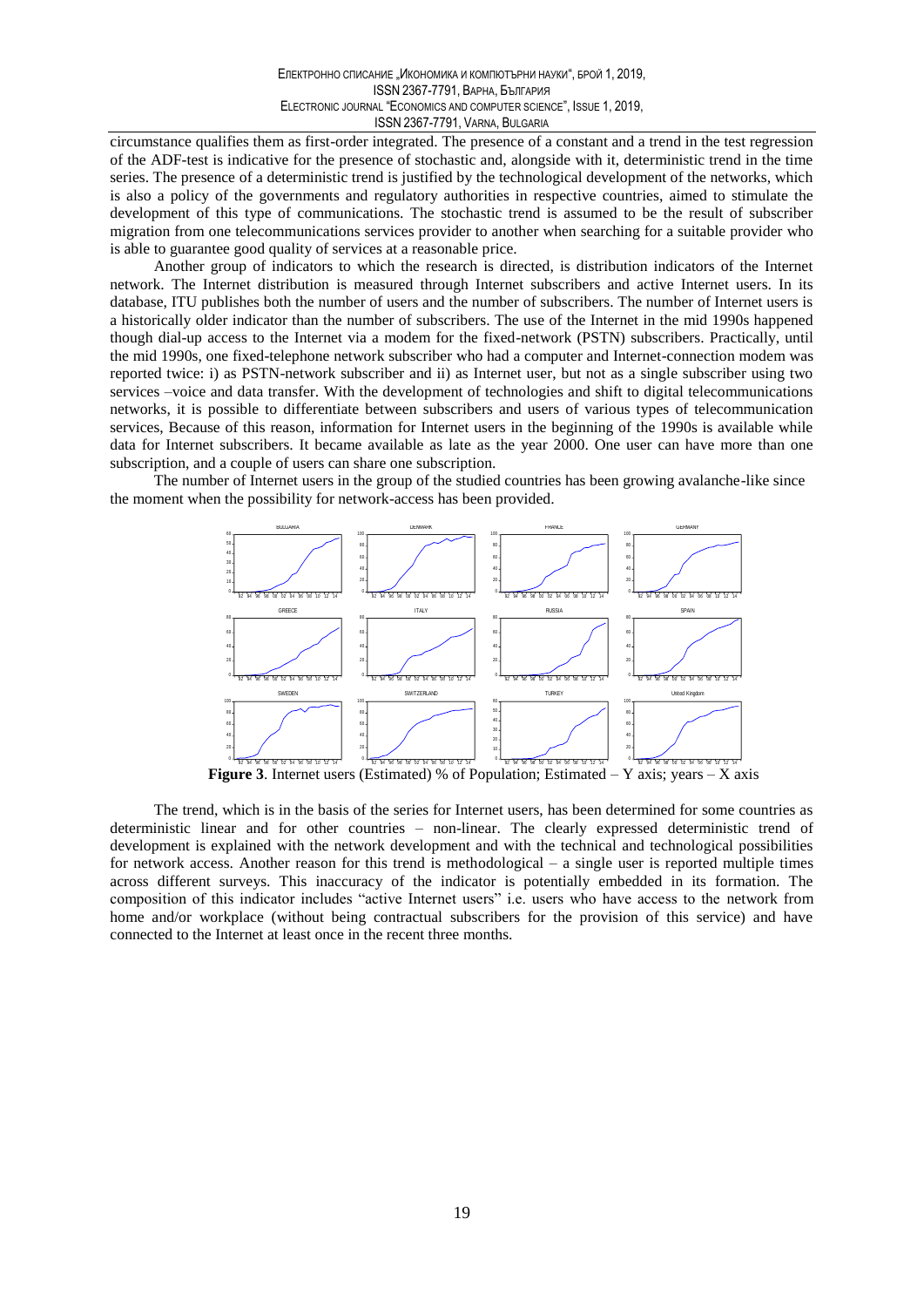circumstance qualifies them as first-order integrated. The presence of a constant and a trend in the test regression of the ADF-test is indicative for the presence of stochastic and, alongside with it, deterministic trend in the time series. The presence of a deterministic trend is justified by the technological development of the networks, which is also a policy of the governments and regulatory authorities in respective countries, aimed to stimulate the development of this type of communications. The stochastic trend is assumed to be the result of subscriber migration from one telecommunications services provider to another when searching for a suitable provider who is able to guarantee good quality of services at a reasonable price.

Another group of indicators to which the research is directed, is distribution indicators of the Internet network. The Internet distribution is measured through Internet subscribers and active Internet users. In its database, ITU publishes both the number of users and the number of subscribers. The number of Internet users is a historically older indicator than the number of subscribers. The use of the Internet in the mid 1990s happened though dial-up access to the Internet via a modem for the fixed-network (PSTN) subscribers. Practically, until the mid 1990s, one fixed-telephone network subscriber who had a computer and Internet-connection modem was reported twice: i) as PSTN-network subscriber and ii) as Internet user, but not as a single subscriber using two services –voice and data transfer. With the development of technologies and shift to digital telecommunications networks, it is possible to differentiate between subscribers and users of various types of telecommunication services, Because of this reason, information for Internet users in the beginning of the 1990s is available while data for Internet subscribers. It became available as late as the year 2000. One user can have more than one subscription, and a couple of users can share one subscription.

The number of Internet users in the group of the studied countries has been growing avalanche-like since the moment when the possibility for network-access has been provided.

**Figure 3**. Internet users (Estimated) % of Population; Estimated – Y axis; years – X axis

The trend, which is in the basis of the series for Internet users, has been determined for some countries as deterministic linear and for other countries – non-linear. The clearly expressed deterministic trend of development is explained with the network development and with the technical and technological possibilities for network access. Another reason for this trend is methodological – a single user is reported multiple times across different surveys. This inaccuracy of the indicator is potentially embedded in its formation. The composition of this indicator includes "active Internet users" i.e. users who have access to the network from home and/or workplace (without being contractual subscribers for the provision of this service) and have connected to the Internet at least once in the recent three months.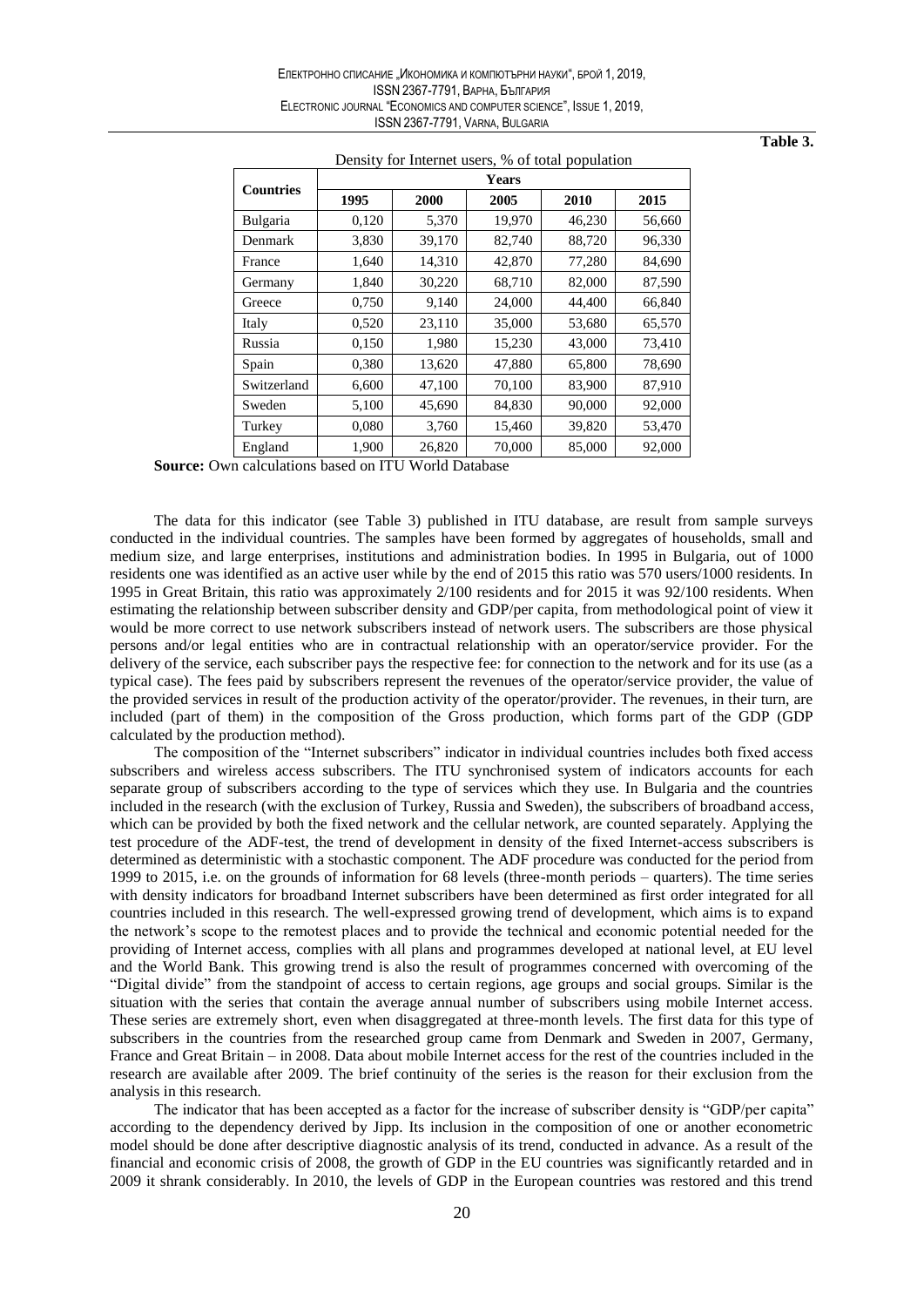**Table 3.**

Density for Internet users, % of total population

| Countries | Years | | | | |
|---|---|---|---|---|---|
| | 1995 | 2000 | 2005 | 2010 | 2015 |
| Bulgaria | 0,120 | 5,370 | 19,970 | 46,230 | 56,660 |
| Denmark | 3,830 | 39,170 | 82,740 | 88,720 | 96,330 |
| France | 1,640 | 14,310 | 42,870 | 77,280 | 84,690 |
| Germany | 1,840 | 30,220 | 68,710 | 82,000 | 87,590 |
| Greece | 0,750 | 9,140 | 24,000 | 44,400 | 66,840 |
| Italy | 0,520 | 23,110 | 35,000 | 53,680 | 65,570 |
| Russia | 0,150 | 1,980 | 15,230 | 43,000 | 73,410 |
| Spain | 0,380 | 13,620 | 47,880 | 65,800 | 78,690 |
| Switzerland | 6,600 | 47,100 | 70,100 | 83,900 | 87,910 |
| Sweden | 5,100 | 45,690 | 84,830 | 90,000 | 92,000 |
| Turkey | 0,080 | 3,760 | 15,460 | 39,820 | 53,470 |
| England | 1,900 | 26,820 | 70,000 | 85,000 | 92,000 |

**Source:** Own calculations based on ITU World Database

The data for this indicator (see Table 3) published in ITU database, are result from sample surveys conducted in the individual countries. The samples have been formed by aggregates of households, small and medium size, and large enterprises, institutions and administration bodies. In 1995 in Bulgaria, out of 1000 residents one was identified as an active user while by the end of 2015 this ratio was 570 users/1000 residents. In 1995 in Great Britain, this ratio was approximately 2/100 residents and for 2015 it was 92/100 residents. When estimating the relationship between subscriber density and GDP/per capita, from methodological point of view it would be more correct to use network subscribers instead of network users. The subscribers are those physical persons and/or legal entities who are in contractual relationship with an operator/service provider. For the delivery of the service, each subscriber pays the respective fee: for connection to the network and for its use (as a typical case). The fees paid by subscribers represent the revenues of the operator/service provider, the value of the provided services in result of the production activity of the operator/provider. The revenues, in their turn, are included (part of them) in the composition of the Gross production, which forms part of the GDP (GDP calculated by the production method).

The composition of the "Internet subscribers" indicator in individual countries includes both fixed access subscribers and wireless access subscribers. The ITU synchronised system of indicators accounts for each separate group of subscribers according to the type of services which they use. In Bulgaria and the countries included in the research (with the exclusion of Turkey, Russia and Sweden), the subscribers of broadband access, which can be provided by both the fixed network and the cellular network, are counted separately. Applying the test procedure of the ADF-test, the trend of development in density of the fixed Internet-access subscribers is determined as deterministic with a stochastic component. The ADF procedure was conducted for the period from 1999 to 2015, i.e. on the grounds of information for 68 levels (three-month periods – quarters). The time series with density indicators for broadband Internet subscribers have been determined as first order integrated for all countries included in this research. The well-expressed growing trend of development, which aims is to expand the network's scope to the remotest places and to provide the technical and economic potential needed for the providing of Internet access, complies with all plans and programmes developed at national level, at EU level and the World Bank. This growing trend is also the result of programmes concerned with overcoming of the "Digital divide" from the standpoint of access to certain regions, age groups and social groups. Similar is the situation with the series that contain the average annual number of subscribers using mobile Internet access. These series are extremely short, even when disaggregated at three-month levels. The first data for this type of subscribers in the countries from the researched group came from Denmark and Sweden in 2007, Germany, France and Great Britain – in 2008. Data about mobile Internet access for the rest of the countries included in the research are available after 2009. The brief continuity of the series is the reason for their exclusion from the analysis in this research.

The indicator that has been accepted as a factor for the increase of subscriber density is "GDP/per capita" according to the dependency derived by Jipp. Its inclusion in the composition of one or another econometric model should be done after descriptive diagnostic analysis of its trend, conducted in advance. As a result of the financial and economic crisis of 2008, the growth of GDP in the EU countries was significantly retarded and in 2009 it shrank considerably. In 2010, the levels of GDP in the European countries was restored and this trend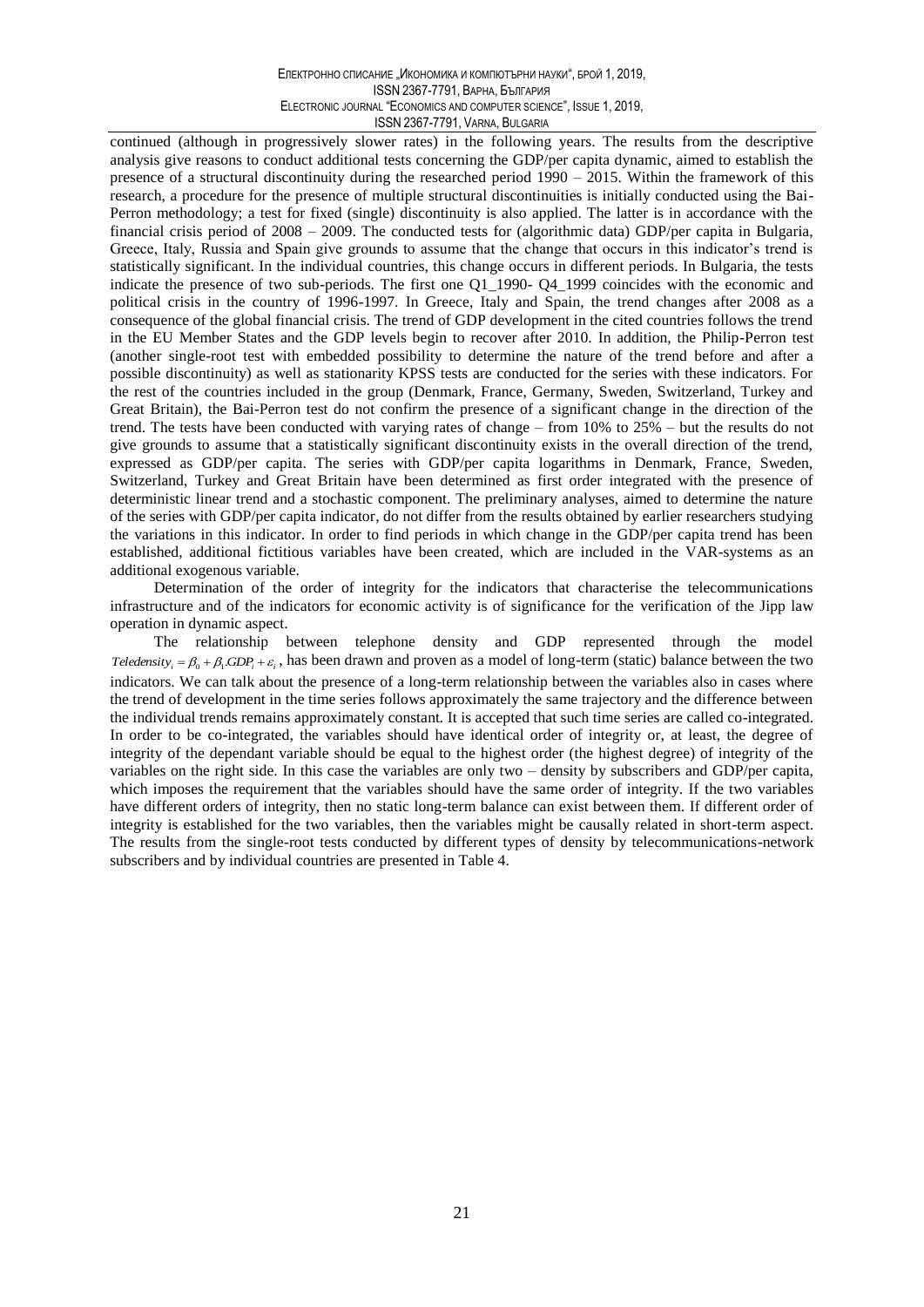continued (although in progressively slower rates) in the following years. The results from the descriptive analysis give reasons to conduct additional tests concerning the GDP/per capita dynamic, aimed to establish the presence of a structural discontinuity during the researched period 1990 – 2015. Within the framework of this research, a procedure for the presence of multiple structural discontinuities is initially conducted using the Bai-Perron methodology; a test for fixed (single) discontinuity is also applied. The latter is in accordance with the financial crisis period of 2008 – 2009. The conducted tests for (algorithmic data) GDP/per capita in Bulgaria, Greece, Italy, Russia and Spain give grounds to assume that the change that occurs in this indicator's trend is statistically significant. In the individual countries, this change occurs in different periods. In Bulgaria, the tests indicate the presence of two sub-periods. The first one Q1_1990- Q4_1999 coincides with the economic and political crisis in the country of 1996-1997. In Greece, Italy and Spain, the trend changes after 2008 as a consequence of the global financial crisis. The trend of GDP development in the cited countries follows the trend in the EU Member States and the GDP levels begin to recover after 2010. In addition, the Philip-Perron test (another single-root test with embedded possibility to determine the nature of the trend before and after a possible discontinuity) as well as stationarity KPSS tests are conducted for the series with these indicators. For the rest of the countries included in the group (Denmark, France, Germany, Sweden, Switzerland, Turkey and Great Britain), the Bai-Perron test do not confirm the presence of a significant change in the direction of the trend. The tests have been conducted with varying rates of change – from 10% to 25% – but the results do not give grounds to assume that a statistically significant discontinuity exists in the overall direction of the trend, expressed as GDP/per capita. The series with GDP/per capita logarithms in Denmark, France, Sweden, Switzerland, Turkey and Great Britain have been determined as first order integrated with the presence of deterministic linear trend and a stochastic component. The preliminary analyses, aimed to determine the nature of the series with GDP/per capita indicator, do not differ from the results obtained by earlier researchers studying the variations in this indicator. In order to find periods in which change in the GDP/per capita trend has been established, additional fictitious variables have been created, which are included in the VAR-systems as an additional exogenous variable.

Determination of the order of integrity for the indicators that characterise the telecommunications infrastructure and of the indicators for economic activity is of significance for the verification of the Jipp law operation in dynamic aspect.

The relationship between telephone density and GDP represented through the model $Teledensity_i = \beta_0 + \beta_1.GDP_i + \varepsilon_i$, has been drawn and proven as a model of long-term (static) balance between the two indicators. We can talk about the presence of a long-term relationship between the variables also in cases where the trend of development in the time series follows approximately the same trajectory and the difference between the individual trends remains approximately constant. It is accepted that such time series are called co-integrated. In order to be co-integrated, the variables should have identical order of integrity or, at least, the degree of integrity of the dependant variable should be equal to the highest order (the highest degree) of integrity of the variables on the right side. In this case the variables are only two – density by subscribers and GDP/per capita, which imposes the requirement that the variables should have the same order of integrity. If the two variables have different orders of integrity, then no static long-term balance can exist between them. If different order of integrity is established for the two variables, then the variables might be causally related in short-term aspect. The results from the single-root tests conducted by different types of density by telecommunications-network subscribers and by individual countries are presented in Table 4.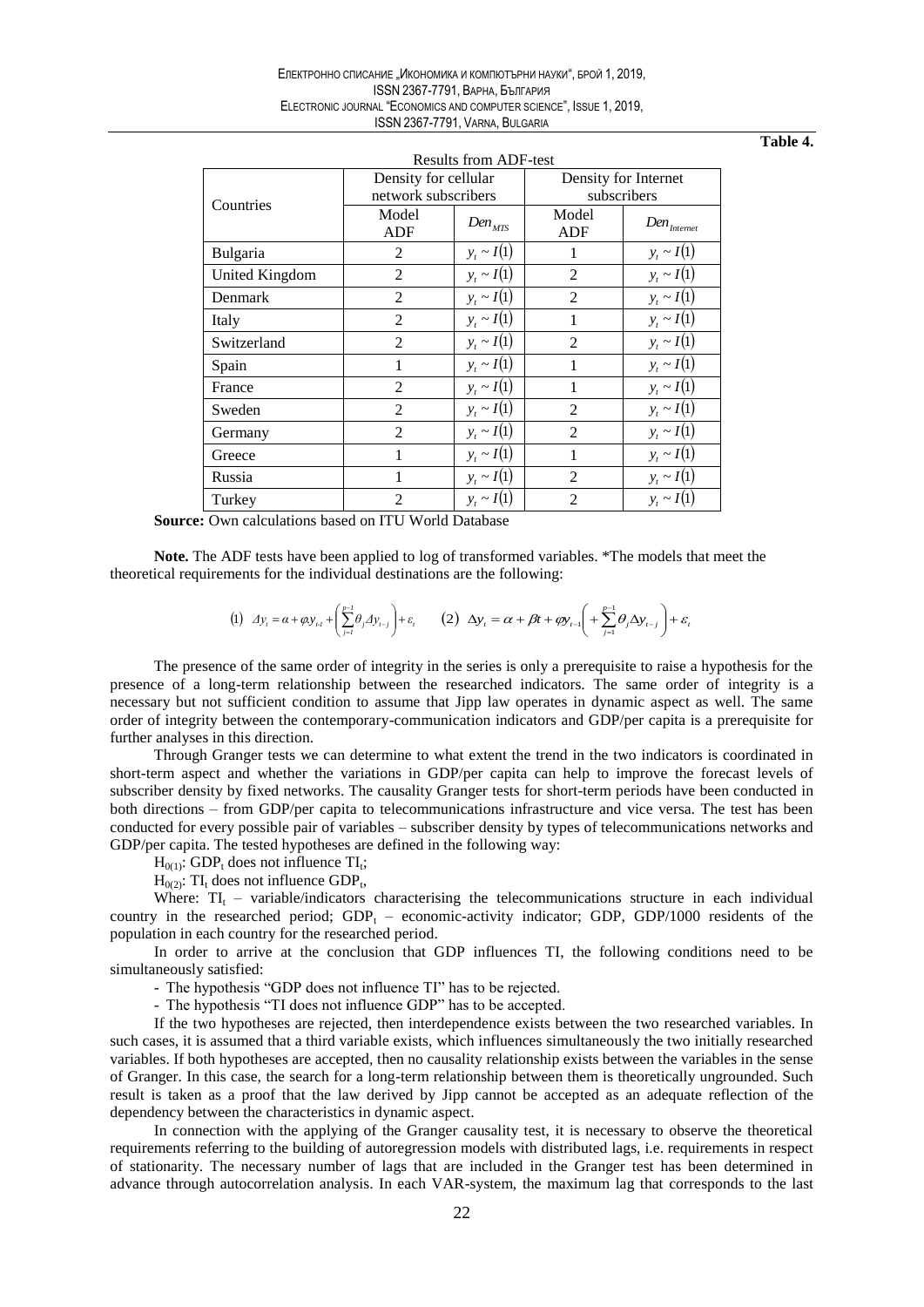**Table 4.**

Results from ADF-test

| Countries | Density for cellular network subscribers | | Density for Internet subscribers | |
|---|---|---|---|---|
| | Model ADF | $Den_{MTS}$ | Model ADF | $Den_{Internet}$ |
| Bulgaria | 2 | $y_t \sim I(1)$ | 1 | $y_t \sim I(1)$ |
| United Kingdom | 2 | $y_t \sim I(1)$ | 2 | $y_t \sim I(1)$ |
| Denmark | 2 | $y_t \sim I(1)$ | 2 | $y_t \sim I(1)$ |
| Italy | 2 | $y_t \sim I(1)$ | 1 | $y_t \sim I(1)$ |
| Switzerland | 2 | $y_t \sim I(1)$ | 2 | $y_t \sim I(1)$ |
| Spain | 1 | $y_t \sim I(1)$ | 1 | $y_t \sim I(1)$ |
| France | 2 | $y_t \sim I(1)$ | 1 | $y_t \sim I(1)$ |
| Sweden | 2 | $y_t \sim I(1)$ | 2 | $y_t \sim I(1)$ |
| Germany | 2 | $y_t \sim I(1)$ | 2 | $y_t \sim I(1)$ |
| Greece | 1 | $y_t \sim I(1)$ | 1 | $y_t \sim I(1)$ |
| Russia | 1 | $y_t \sim I(1)$ | 2 | $y_t \sim I(1)$ |
| Turkey | 2 | $y_t \sim I(1)$ | 2 | $y_t \sim I(1)$ |

**Source:** Own calculations based on ITU World Database

**Note.** The ADF tests have been applied to log of transformed variables. *The models that meet the theoretical requirements for the individual destinations are the following:

$$(1)\ \Delta y_t = \alpha + \varphi y_{t-1} + \left(\sum_{j=1}^{p-1} \theta_j \Delta y_{t-j}\right) + \varepsilon_t \qquad (2)\ \Delta y_t = \alpha + \beta t + \varphi y_{t-1}\left( + \sum_{j=1}^{p-1} \theta_j \Delta y_{t-j}\right) + \varepsilon_t$$

The presence of the same order of integrity in the series is only a prerequisite to raise a hypothesis for the presence of a long-term relationship between the researched indicators. The same order of integrity is a necessary but not sufficient condition to assume that Jipp law operates in dynamic aspect as well. The same order of integrity between the contemporary-communication indicators and GDP/per capita is a prerequisite for further analyses in this direction.

Through Granger tests we can determine to what extent the trend in the two indicators is coordinated in short-term aspect and whether the variations in GDP/per capita can help to improve the forecast levels of subscriber density by fixed networks. The causality Granger tests for short-term periods have been conducted in both directions – from GDP/per capita to telecommunications infrastructure and vice versa. The test has been conducted for every possible pair of variables – subscriber density by types of telecommunications networks and GDP/per capita. The tested hypotheses are defined in the following way:

$H_{0(1)}$: $GDP_t$ does not influence $TI_t$;

$H_{0(2)}$: $TI_t$ does not influence $GDP_t$,

Where: $TI_t$ – variable/indicators characterising the telecommunications structure in each individual country in the researched period; $GDP_t$ – economic-activity indicator; GDP, GDP/1000 residents of the population in each country for the researched period.

In order to arrive at the conclusion that GDP influences TI, the following conditions need to be simultaneously satisfied:

- The hypothesis "GDP does not influence TI" has to be rejected.
- The hypothesis "TI does not influence GDP" has to be accepted.

If the two hypotheses are rejected, then interdependence exists between the two researched variables. In such cases, it is assumed that a third variable exists, which influences simultaneously the two initially researched variables. If both hypotheses are accepted, then no causality relationship exists between the variables in the sense of Granger. In this case, the search for a long-term relationship between them is theoretically ungrounded. Such result is taken as a proof that the law derived by Jipp cannot be accepted as an adequate reflection of the dependency between the characteristics in dynamic aspect.

In connection with the applying of the Granger causality test, it is necessary to observe the theoretical requirements referring to the building of autoregression models with distributed lags, i.e. requirements in respect of stationarity. The necessary number of lags that are included in the Granger test has been determined in advance through autocorrelation analysis. In each VAR-system, the maximum lag that corresponds to the last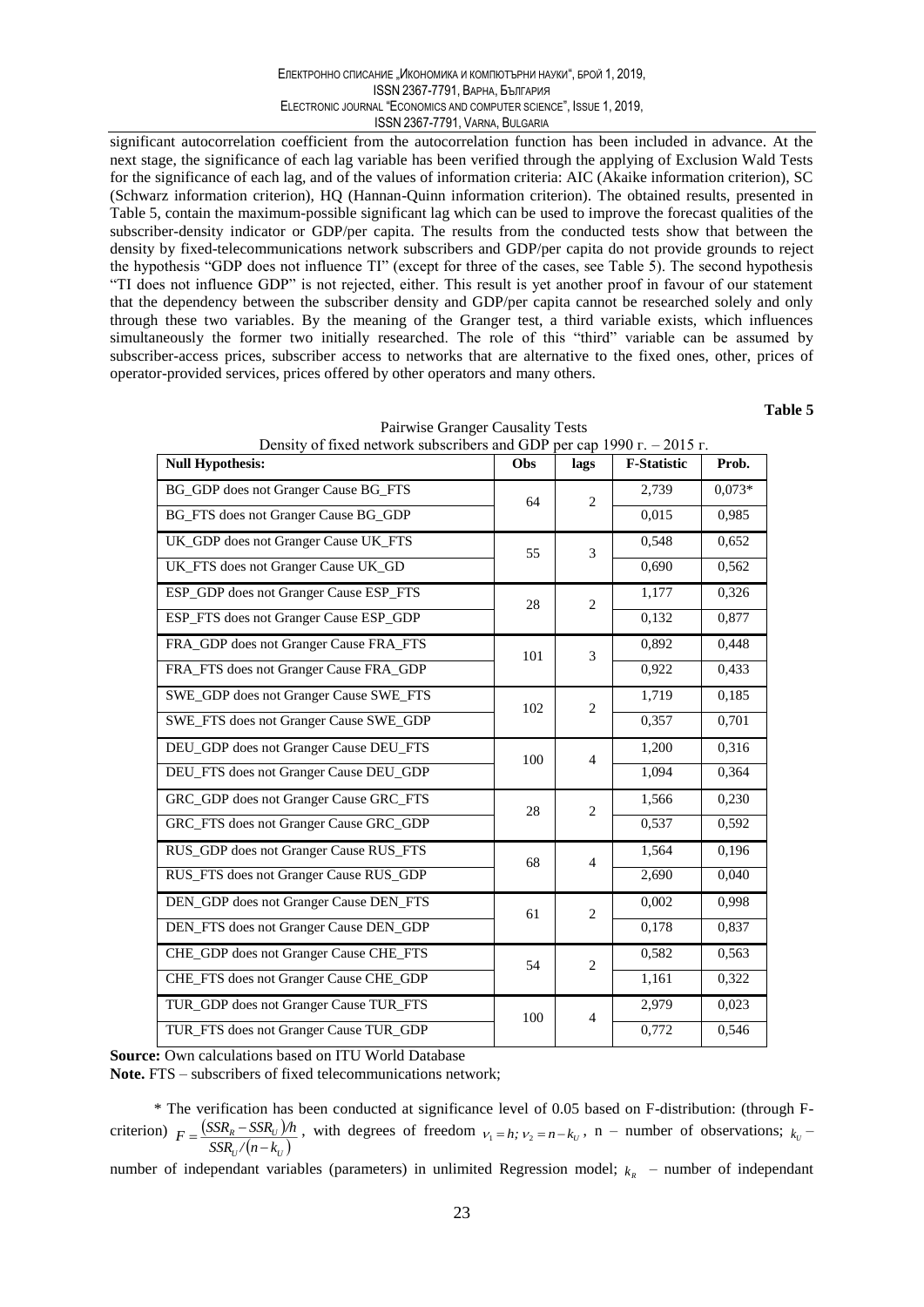significant autocorrelation coefficient from the autocorrelation function has been included in advance. At the next stage, the significance of each lag variable has been verified through the applying of Exclusion Wald Tests for the significance of each lag, and of the values of information criteria: AIC (Akaike information criterion), SC (Schwarz information criterion), HQ (Hannan-Quinn information criterion). The obtained results, presented in Table 5, contain the maximum-possible significant lag which can be used to improve the forecast qualities of the subscriber-density indicator or GDP/per capita. The results from the conducted tests show that between the density by fixed-telecommunications network subscribers and GDP/per capita do not provide grounds to reject the hypothesis "GDP does not influence TI" (except for three of the cases, see Table 5). The second hypothesis "TI does not influence GDP" is not rejected, either. This result is yet another proof in favour of our statement that the dependency between the subscriber density and GDP/per capita cannot be researched solely and only through these two variables. By the meaning of the Granger test, a third variable exists, which influences simultaneously the former two initially researched. The role of this "third" variable can be assumed by subscriber-access prices, subscriber access to networks that are alternative to the fixed ones, other, prices of operator-provided services, prices offered by other operators and many others.

**Table 5**

Pairwise Granger Causality Tests
Density of fixed network subscribers and GDP per cap 1990 г. – 2015 г.

| Null Hypothesis: | Obs | lags | F-Statistic | Prob. |
|---|---|---|---|---|
| BG_GDP does not Granger Cause BG_FTS | 64 | 2 | 2,739 | 0,073* |
| BG_FTS does not Granger Cause BG_GDP | | | 0,015 | 0,985 |
| UK_GDP does not Granger Cause UK_FTS | 55 | 3 | 0,548 | 0,652 |
| UK_FTS does not Granger Cause UK_GD | | | 0,690 | 0,562 |
| ESP_GDP does not Granger Cause ESP_FTS | 28 | 2 | 1,177 | 0,326 |
| ESP_FTS does not Granger Cause ESP_GDP | | | 0,132 | 0,877 |
| FRA_GDP does not Granger Cause FRA_FTS | 101 | 3 | 0,892 | 0,448 |
| FRA_FTS does not Granger Cause FRA_GDP | | | 0,922 | 0,433 |
| SWE_GDP does not Granger Cause SWE_FTS | 102 | 2 | 1,719 | 0,185 |
| SWE_FTS does not Granger Cause SWE_GDP | | | 0,357 | 0,701 |
| DEU_GDP does not Granger Cause DEU_FTS | 100 | 4 | 1,200 | 0,316 |
| DEU_FTS does not Granger Cause DEU_GDP | | | 1,094 | 0,364 |
| GRC_GDP does not Granger Cause GRC_FTS | 28 | 2 | 1,566 | 0,230 |
| GRC_FTS does not Granger Cause GRC_GDP | | | 0,537 | 0,592 |
| RUS_GDP does not Granger Cause RUS_FTS | 68 | 4 | 1,564 | 0,196 |
| RUS_FTS does not Granger Cause RUS_GDP | | | 2,690 | 0,040 |
| DEN_GDP does not Granger Cause DEN_FTS | 61 | 2 | 0,002 | 0,998 |
| DEN_FTS does not Granger Cause DEN_GDP | | | 0,178 | 0,837 |
| CHE_GDP does not Granger Cause CHE_FTS | 54 | 2 | 0,582 | 0,563 |
| CHE_FTS does not Granger Cause CHE_GDP | | | 1,161 | 0,322 |
| TUR_GDP does not Granger Cause TUR_FTS | 100 | 4 | 2,979 | 0,023 |
| TUR_FTS does not Granger Cause TUR_GDP | | | 0,772 | 0,546 |

**Source:** Own calculations based on ITU World Database

**Note.** FTS – subscribers of fixed telecommunications network;

\* The verification has been conducted at significance level of 0.05 based on F-distribution: (through F-criterion) $F = \frac{(SSR_R - SSR_U)/h}{SSR_U/(n-k_U)}$, with degrees of freedom $\nu_1 = h; \nu_2 = n - k_U$, n – number of observations; $k_U$ – number of independant variables (parameters) in unlimited Regression model; $k_R$ – number of independant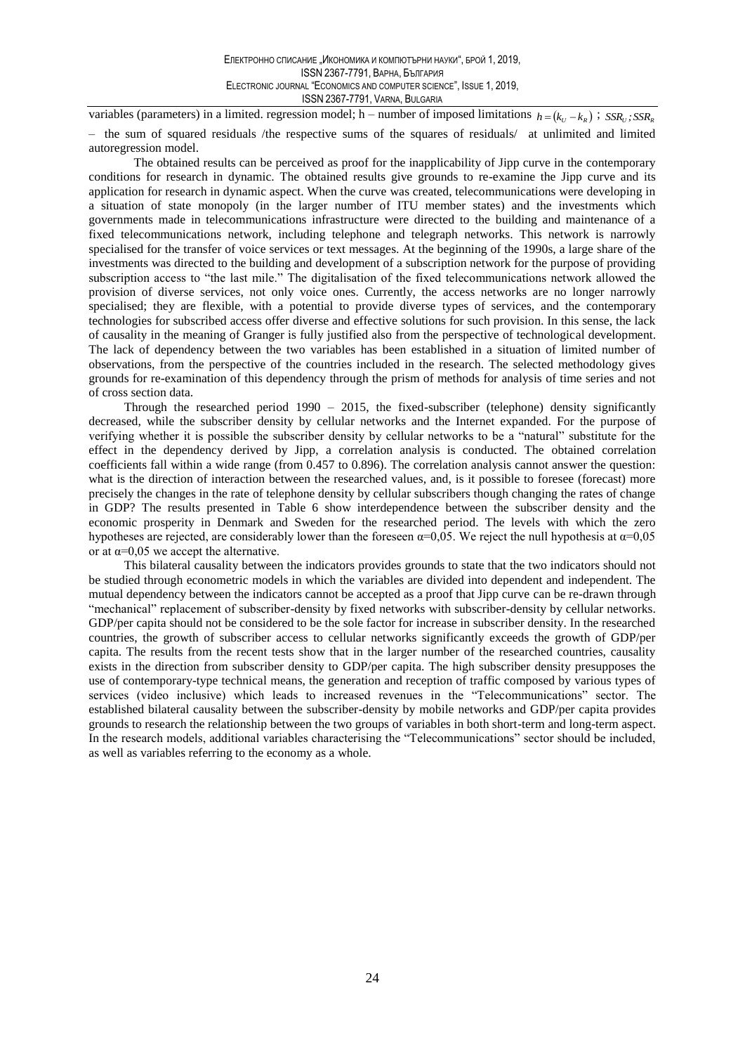variables (parameters) in a limited. regression model; h – number of imposed limitations $h = (k_U - k_R)$ ; $SSR_U; SSR_R$ – the sum of squared residuals /the respective sums of the squares of residuals/ at unlimited and limited autoregression model.

The obtained results can be perceived as proof for the inapplicability of Jipp curve in the contemporary conditions for research in dynamic. The obtained results give grounds to re-examine the Jipp curve and its application for research in dynamic aspect. When the curve was created, telecommunications were developing in a situation of state monopoly (in the larger number of ITU member states) and the investments which governments made in telecommunications infrastructure were directed to the building and maintenance of a fixed telecommunications network, including telephone and telegraph networks. This network is narrowly specialised for the transfer of voice services or text messages. At the beginning of the 1990s, a large share of the investments was directed to the building and development of a subscription network for the purpose of providing subscription access to "the last mile." The digitalisation of the fixed telecommunications network allowed the provision of diverse services, not only voice ones. Currently, the access networks are no longer narrowly specialised; they are flexible, with a potential to provide diverse types of services, and the contemporary technologies for subscribed access offer diverse and effective solutions for such provision. In this sense, the lack of causality in the meaning of Granger is fully justified also from the perspective of technological development. The lack of dependency between the two variables has been established in a situation of limited number of observations, from the perspective of the countries included in the research. The selected methodology gives grounds for re-examination of this dependency through the prism of methods for analysis of time series and not of cross section data.

Through the researched period 1990 – 2015, the fixed-subscriber (telephone) density significantly decreased, while the subscriber density by cellular networks and the Internet expanded. For the purpose of verifying whether it is possible the subscriber density by cellular networks to be a "natural" substitute for the effect in the dependency derived by Jipp, a correlation analysis is conducted. The obtained correlation coefficients fall within a wide range (from 0.457 to 0.896). The correlation analysis cannot answer the question: what is the direction of interaction between the researched values, and, is it possible to foresee (forecast) more precisely the changes in the rate of telephone density by cellular subscribers though changing the rates of change in GDP? The results presented in Table 6 show interdependence between the subscriber density and the economic prosperity in Denmark and Sweden for the researched period. The levels with which the zero hypotheses are rejected, are considerably lower than the foreseen $\alpha$=0,05. We reject the null hypothesis at $\alpha$=0,05 or at $\alpha$=0,05 we accept the alternative.

This bilateral causality between the indicators provides grounds to state that the two indicators should not be studied through econometric models in which the variables are divided into dependent and independent. The mutual dependency between the indicators cannot be accepted as a proof that Jipp curve can be re-drawn through "mechanical" replacement of subscriber-density by fixed networks with subscriber-density by cellular networks. GDP/per capita should not be considered to be the sole factor for increase in subscriber density. In the researched countries, the growth of subscriber access to cellular networks significantly exceeds the growth of GDP/per capita. The results from the recent tests show that in the larger number of the researched countries, causality exists in the direction from subscriber density to GDP/per capita. The high subscriber density presupposes the use of contemporary-type technical means, the generation and reception of traffic composed by various types of services (video inclusive) which leads to increased revenues in the "Telecommunications" sector. The established bilateral causality between the subscriber-density by mobile networks and GDP/per capita provides grounds to research the relationship between the two groups of variables in both short-term and long-term aspect. In the research models, additional variables characterising the "Telecommunications" sector should be included, as well as variables referring to the economy as a whole.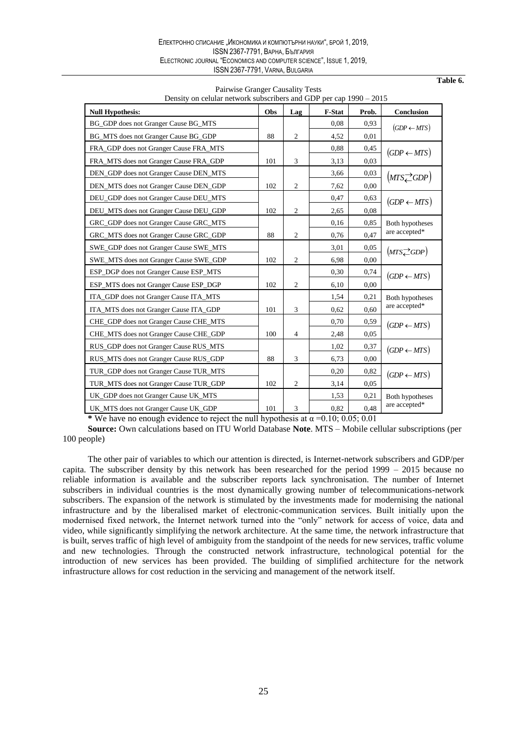**Table 6.**

Pairwise Granger Causality Tests
Density on celular network subscribers and GDP per cap 1990 – 2015

| Null Hypothesis: | Obs | Lag | F-Stat | Prob. | Conclusion |
|---|---|---|---|---|---|
| BG_GDP does not Granger Cause BG_MTS | | | 0,08 | 0,93 | $(GDP \leftarrow MTS)$ |
| BG_MTS does not Granger Cause BG_GDP | 88 | 2 | 4,52 | 0,01 | |
| FRA_GDP does not Granger Cause FRA_MTS | | | 0,88 | 0,45 | $(GDP \leftarrow MTS)$ |
| FRA_MTS does not Granger Cause FRA_GDP | 101 | 3 | 3,13 | 0,03 | |
| DEN_GDP does not Granger Cause DEN_MTS | | | 3,66 | 0,03 | $(MTS \rightleftarrows GDP)$ |
| DEN_MTS does not Granger Cause DEN_GDP | 102 | 2 | 7,62 | 0,00 | |
| DEU_GDP does not Granger Cause DEU_MTS | | | 0,47 | 0,63 | $(GDP \leftarrow MTS)$ |
| DEU_MTS does not Granger Cause DEU_GDP | 102 | 2 | 2,65 | 0,08 | |
| GRC_GDP does not Granger Cause GRC_MTS | | | 0,16 | 0,85 | Both hypotheses are accepted* |
| GRC_MTS does not Granger Cause GRC_GDP | 88 | 2 | 0,76 | 0,47 | |
| SWE_GDP does not Granger Cause SWE_MTS | | | 3,01 | 0,05 | $(MTS \rightleftarrows GDP)$ |
| SWE_MTS does not Granger Cause SWE_GDP | 102 | 2 | 6,98 | 0,00 | |
| ESP_DGP does not Granger Cause ESP_MTS | | | 0,30 | 0,74 | $(GDP \leftarrow MTS)$ |
| ESP_MTS does not Granger Cause ESP_DGP | 102 | 2 | 6,10 | 0,00 | |
| ITA_GDP does not Granger Cause ITA_MTS | | | 1,54 | 0,21 | Both hypotheses are accepted* |
| ITA_MTS does not Granger Cause ITA_GDP | 101 | 3 | 0,62 | 0,60 | |
| CHE_GDP does not Granger Cause CHE_MTS | | | 0,70 | 0,59 | $(GDP \leftarrow MTS)$ |
| CHE_MTS does not Granger Cause CHE_GDP | 100 | 4 | 2,48 | 0,05 | |
| RUS_GDP does not Granger Cause RUS_MTS | | | 1,02 | 0,37 | $(GDP \leftarrow MTS)$ |
| RUS_MTS does not Granger Cause RUS_GDP | 88 | 3 | 6,73 | 0,00 | |
| TUR_GDP does not Granger Cause TUR_MTS | | | 0,20 | 0,82 | $(GDP \leftarrow MTS)$ |
| TUR_MTS does not Granger Cause TUR_GDP | 102 | 2 | 3,14 | 0,05 | |
| UK_GDP does not Granger Cause UK_MTS | | | 1,53 | 0,21 | Both hypotheses are accepted* |
| UK_MTS does not Granger Cause UK_GDP | 101 | 3 | 0,82 | 0,48 | |

**\*** We have no enough evidence to reject the null hypothesis at $\alpha$ =0.10; 0.05; 0.01

**Source:** Own calculations based on ITU World Database **Note**. MTS – Mobile cellular subscriptions (per 100 people)

The other pair of variables to which our attention is directed, is Internet-network subscribers and GDP/per capita. The subscriber density by this network has been researched for the period 1999 – 2015 because no reliable information is available and the subscriber reports lack synchronisation. The number of Internet subscribers in individual countries is the most dynamically growing number of telecommunications-network subscribers. The expansion of the network is stimulated by the investments made for modernising the national infrastructure and by the liberalised market of electronic-communication services. Built initially upon the modernised fixed network, the Internet network turned into the "only" network for access of voice, data and video, while significantly simplifying the network architecture. At the same time, the network infrastructure that is built, serves traffic of high level of ambiguity from the standpoint of the needs for new services, traffic volume and new technologies. Through the constructed network infrastructure, technological potential for the introduction of new services has been provided. The building of simplified architecture for the network infrastructure allows for cost reduction in the servicing and management of the network itself.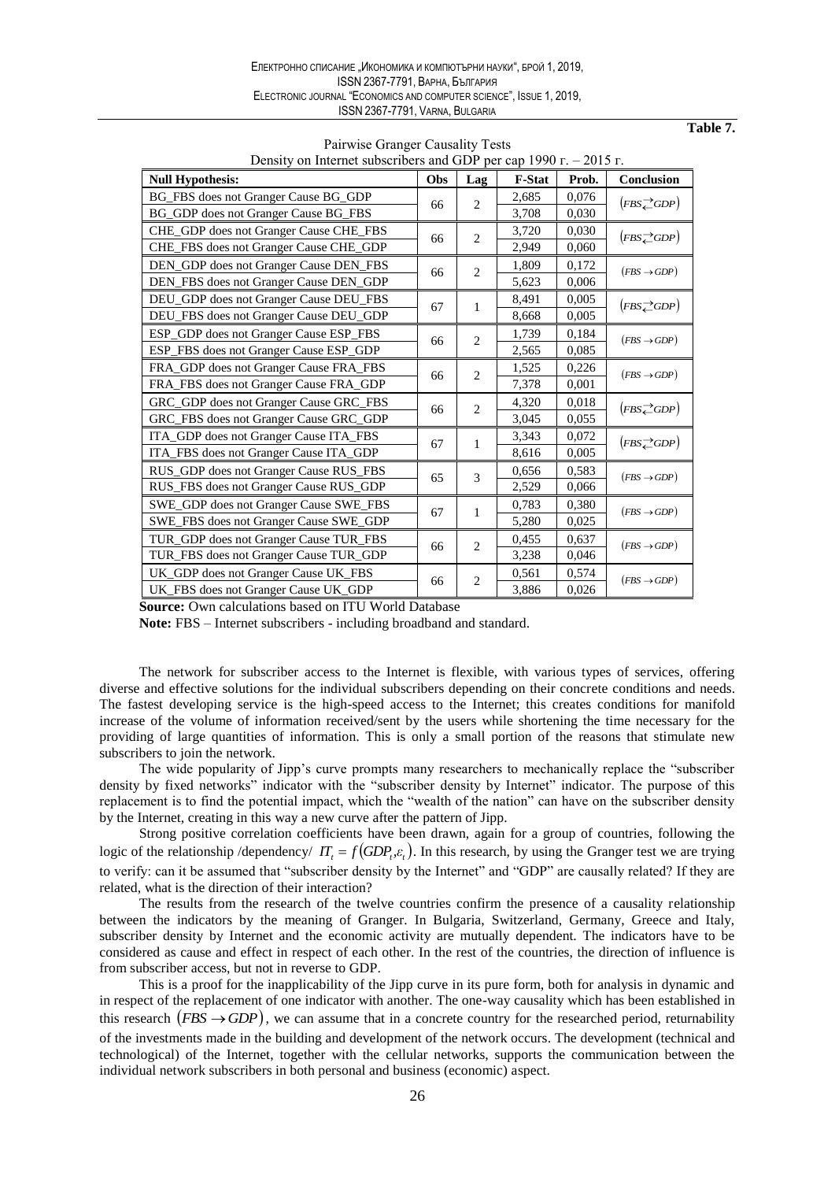**Table 7.**

Pairwise Granger Causality Tests

Density on Internet subscribers and GDP per cap 1990 г. – 2015 г.

| Null Hypothesis: | Obs | Lag | F-Stat | Prob. | Conclusion |
|---|---|---|---|---|---|
| BG_FBS does not Granger Cause BG_GDP | 66 | 2 | 2,685 | 0,076 | $(FBS \rightleftarrows GDP)$ |
| BG_GDP does not Granger Cause BG_FBS | | | 3,708 | 0,030 | |
| CHE_GDP does not Granger Cause CHE_FBS | 66 | 2 | 3,720 | 0,030 | $(FBS \rightleftarrows GDP)$ |
| CHE_FBS does not Granger Cause CHE_GDP | | | 2,949 | 0,060 | |
| DEN_GDP does not Granger Cause DEN_FBS | 66 | 2 | 1,809 | 0,172 | $(FBS \to GDP)$ |
| DEN_FBS does not Granger Cause DEN_GDP | | | 5,623 | 0,006 | |
| DEU_GDP does not Granger Cause DEU_FBS | 67 | 1 | 8,491 | 0,005 | $(FBS \rightleftarrows GDP)$ |
| DEU_FBS does not Granger Cause DEU_GDP | | | 8,668 | 0,005 | |
| ESP_GDP does not Granger Cause ESP_FBS | 66 | 2 | 1,739 | 0,184 | $(FBS \to GDP)$ |
| ESP_FBS does not Granger Cause ESP_GDP | | | 2,565 | 0,085 | |
| FRA_GDP does not Granger Cause FRA_FBS | 66 | 2 | 1,525 | 0,226 | $(FBS \to GDP)$ |
| FRA_FBS does not Granger Cause FRA_GDP | | | 7,378 | 0,001 | |
| GRC_GDP does not Granger Cause GRC_FBS | 66 | 2 | 4,320 | 0,018 | $(FBS \rightleftarrows GDP)$ |
| GRC_FBS does not Granger Cause GRC_GDP | | | 3,045 | 0,055 | |
| ITA_GDP does not Granger Cause ITA_FBS | 67 | 1 | 3,343 | 0,072 | $(FBS \rightleftarrows GDP)$ |
| ITA_FBS does not Granger Cause ITA_GDP | | | 8,616 | 0,005 | |
| RUS_GDP does not Granger Cause RUS_FBS | 65 | 3 | 0,656 | 0,583 | $(FBS \to GDP)$ |
| RUS_FBS does not Granger Cause RUS_GDP | | | 2,529 | 0,066 | |
| SWE_GDP does not Granger Cause SWE_FBS | 67 | 1 | 0,783 | 0,380 | $(FBS \to GDP)$ |
| SWE_FBS does not Granger Cause SWE_GDP | | | 5,280 | 0,025 | |
| TUR_GDP does not Granger Cause TUR_FBS | 66 | 2 | 0,455 | 0,637 | $(FBS \to GDP)$ |
| TUR_FBS does not Granger Cause TUR_GDP | | | 3,238 | 0,046 | |
| UK_GDP does not Granger Cause UK_FBS | 66 | 2 | 0,561 | 0,574 | $(FBS \to GDP)$ |
| UK_FBS does not Granger Cause UK_GDP | | | 3,886 | 0,026 | |

**Source:** Own calculations based on ITU World Database

**Note:** FBS – Internet subscribers - including broadband and standard.

The network for subscriber access to the Internet is flexible, with various types of services, offering diverse and effective solutions for the individual subscribers depending on their concrete conditions and needs. The fastest developing service is the high-speed access to the Internet; this creates conditions for manifold increase of the volume of information received/sent by the users while shortening the time necessary for the providing of large quantities of information. This is only a small portion of the reasons that stimulate new subscribers to join the network.

The wide popularity of Jipp's curve prompts many researchers to mechanically replace the "subscriber density by fixed networks" indicator with the "subscriber density by Internet" indicator. The purpose of this replacement is to find the potential impact, which the "wealth of the nation" can have on the subscriber density by the Internet, creating in this way a new curve after the pattern of Jipp.

Strong positive correlation coefficients have been drawn, again for a group of countries, following the logic of the relationship /dependency/ $IT_t = f(GDP_t, \varepsilon_t)$. In this research, by using the Granger test we are trying to verify: can it be assumed that "subscriber density by the Internet" and "GDP" are causally related? If they are related, what is the direction of their interaction?

The results from the research of the twelve countries confirm the presence of a causality relationship between the indicators by the meaning of Granger. In Bulgaria, Switzerland, Germany, Greece and Italy, subscriber density by Internet and the economic activity are mutually dependent. The indicators have to be considered as cause and effect in respect of each other. In the rest of the countries, the direction of influence is from subscriber access, but not in reverse to GDP.

This is a proof for the inapplicability of the Jipp curve in its pure form, both for analysis in dynamic and in respect of the replacement of one indicator with another. The one-way causality which has been established in this research $(FBS \to GDP)$, we can assume that in a concrete country for the researched period, returnability of the investments made in the building and development of the network occurs. The development (technical and technological) of the Internet, together with the cellular networks, supports the communication between the individual network subscribers in both personal and business (economic) aspect.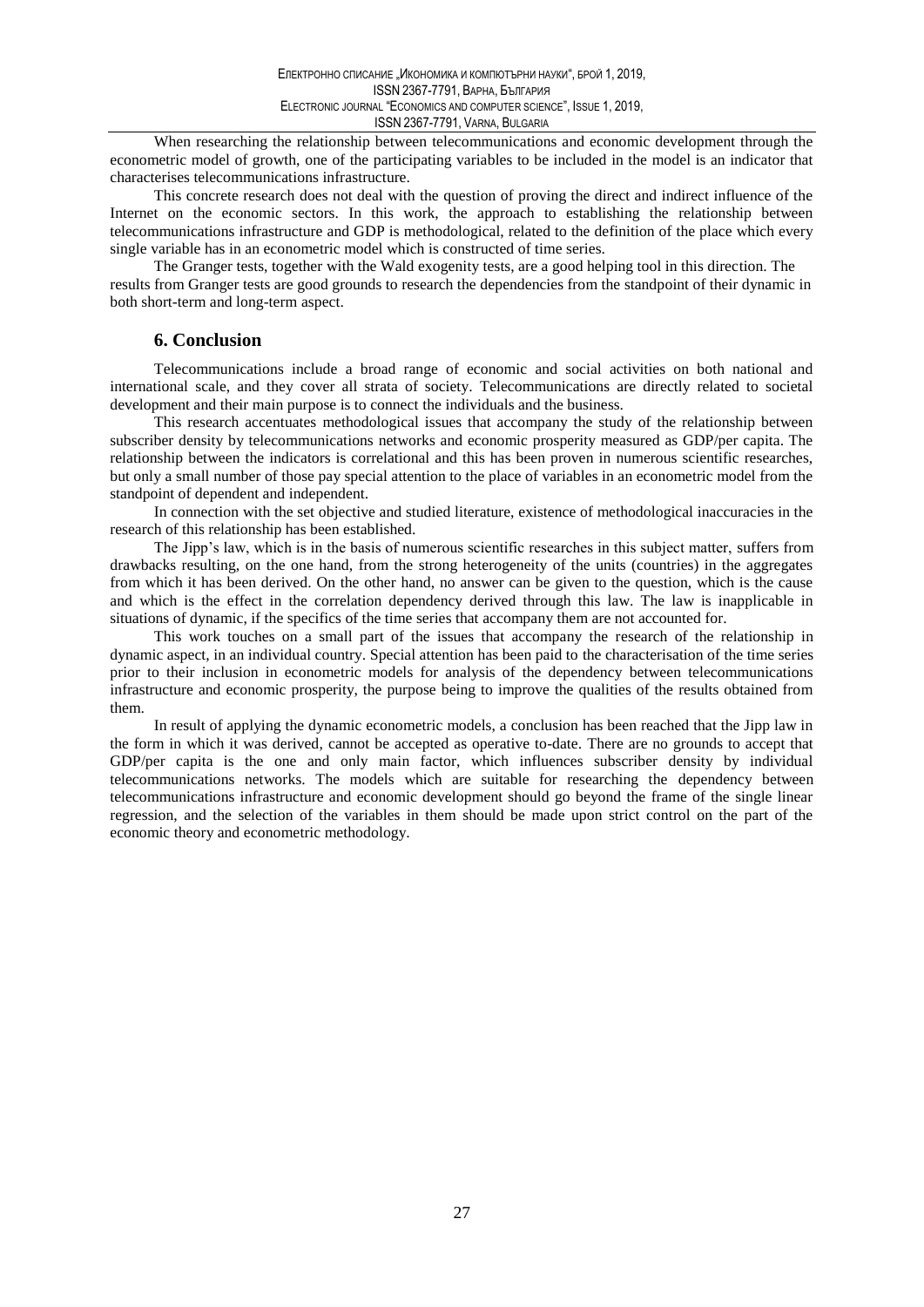When researching the relationship between telecommunications and economic development through the econometric model of growth, one of the participating variables to be included in the model is an indicator that characterises telecommunications infrastructure.

This concrete research does not deal with the question of proving the direct and indirect influence of the Internet on the economic sectors. In this work, the approach to establishing the relationship between telecommunications infrastructure and GDP is methodological, related to the definition of the place which every single variable has in an econometric model which is constructed of time series.

The Granger tests, together with the Wald exogenity tests, are a good helping tool in this direction. The results from Granger tests are good grounds to research the dependencies from the standpoint of their dynamic in both short-term and long-term aspect.

## 6. Conclusion

Telecommunications include a broad range of economic and social activities on both national and international scale, and they cover all strata of society. Telecommunications are directly related to societal development and their main purpose is to connect the individuals and the business.

This research accentuates methodological issues that accompany the study of the relationship between subscriber density by telecommunications networks and economic prosperity measured as GDP/per capita. The relationship between the indicators is correlational and this has been proven in numerous scientific researches, but only a small number of those pay special attention to the place of variables in an econometric model from the standpoint of dependent and independent.

In connection with the set objective and studied literature, existence of methodological inaccuracies in the research of this relationship has been established.

The Jipp's law, which is in the basis of numerous scientific researches in this subject matter, suffers from drawbacks resulting, on the one hand, from the strong heterogeneity of the units (countries) in the aggregates from which it has been derived. On the other hand, no answer can be given to the question, which is the cause and which is the effect in the correlation dependency derived through this law. The law is inapplicable in situations of dynamic, if the specifics of the time series that accompany them are not accounted for.

This work touches on a small part of the issues that accompany the research of the relationship in dynamic aspect, in an individual country. Special attention has been paid to the characterisation of the time series prior to their inclusion in econometric models for analysis of the dependency between telecommunications infrastructure and economic prosperity, the purpose being to improve the qualities of the results obtained from them.

In result of applying the dynamic econometric models, a conclusion has been reached that the Jipp law in the form in which it was derived, cannot be accepted as operative to-date. There are no grounds to accept that GDP/per capita is the one and only main factor, which influences subscriber density by individual telecommunications networks. The models which are suitable for researching the dependency between telecommunications infrastructure and economic development should go beyond the frame of the single linear regression, and the selection of the variables in them should be made upon strict control on the part of the economic theory and econometric methodology.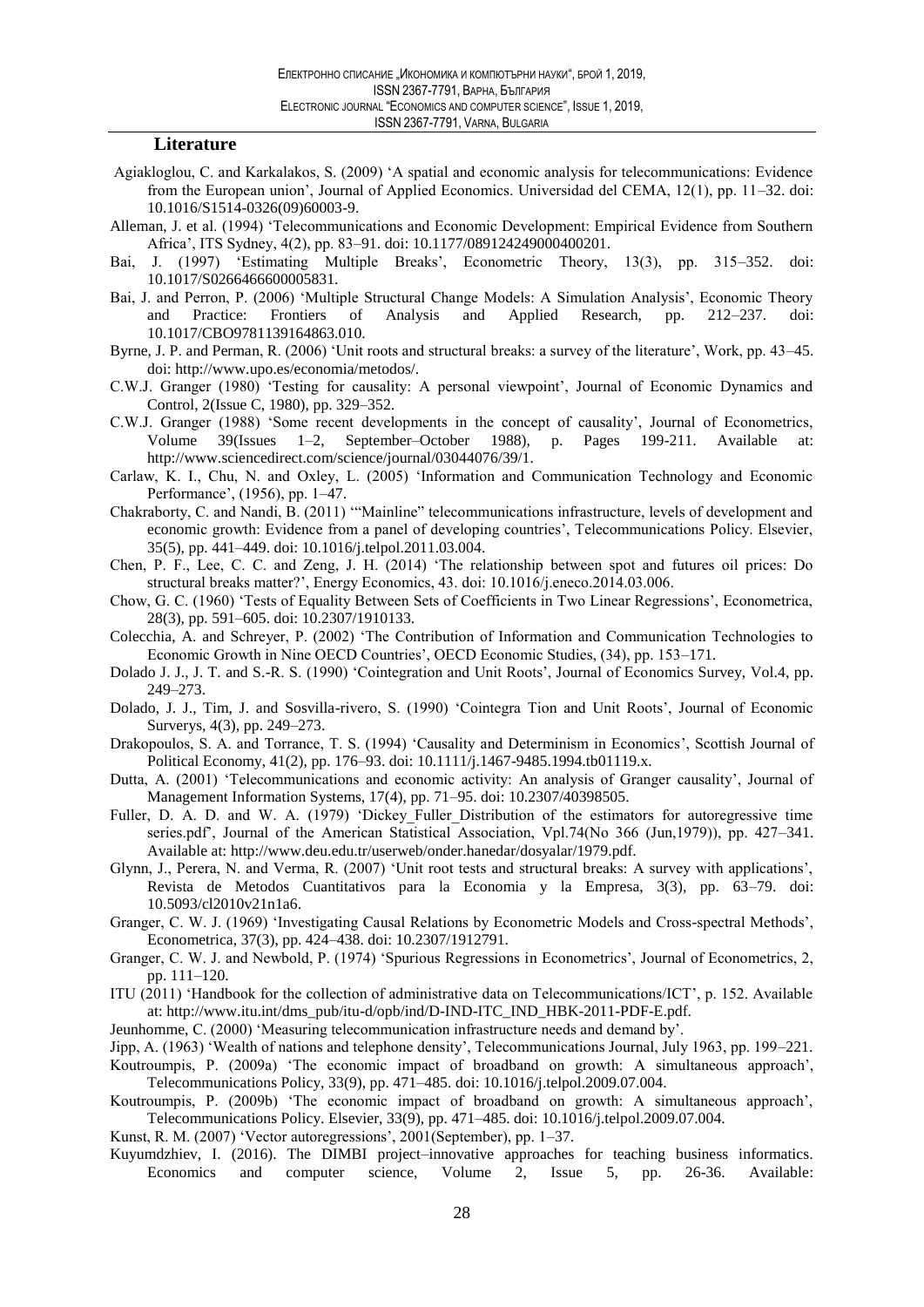## Literature

Agiakloglou, C. and Karkalakos, S. (2009) 'A spatial and economic analysis for telecommunications: Evidence from the European union', Journal of Applied Economics. Universidad del CEMA, 12(1), pp. 11–32. doi: 10.1016/S1514-0326(09)60003-9.

Alleman, J. et al. (1994) 'Telecommunications and Economic Development: Empirical Evidence from Southern Africa', ITS Sydney, 4(2), pp. 83–91. doi: 10.1177/089124249000400201.

Bai, J. (1997) 'Estimating Multiple Breaks', Econometric Theory, 13(3), pp. 315–352. doi: 10.1017/S0266466600005831.

Bai, J. and Perron, P. (2006) 'Multiple Structural Change Models: A Simulation Analysis', Economic Theory and Practice: Frontiers of Analysis and Applied Research, pp. 212–237. doi: 10.1017/CBO9781139164863.010.

Byrne, J. P. and Perman, R. (2006) 'Unit roots and structural breaks: a survey of the literature', Work, pp. 43–45. doi: http://www.upo.es/economia/metodos/.

C.W.J. Granger (1980) 'Testing for causality: A personal viewpoint', Journal of Economic Dynamics and Control, 2(Issue C, 1980), pp. 329–352.

C.W.J. Granger (1988) 'Some recent developments in the concept of causality', Journal of Econometrics, Volume 39(Issues 1–2, September–October 1988), p. Pages 199-211. Available at: http://www.sciencedirect.com/science/journal/03044076/39/1.

Carlaw, K. I., Chu, N. and Oxley, L. (2005) 'Information and Communication Technology and Economic Performance', (1956), pp. 1–47.

Chakraborty, C. and Nandi, B. (2011) '"Mainline" telecommunications infrastructure, levels of development and economic growth: Evidence from a panel of developing countries', Telecommunications Policy. Elsevier, 35(5), pp. 441–449. doi: 10.1016/j.telpol.2011.03.004.

Chen, P. F., Lee, C. C. and Zeng, J. H. (2014) 'The relationship between spot and futures oil prices: Do structural breaks matter?', Energy Economics, 43. doi: 10.1016/j.eneco.2014.03.006.

Chow, G. C. (1960) 'Tests of Equality Between Sets of Coefficients in Two Linear Regressions', Econometrica, 28(3), pp. 591–605. doi: 10.2307/1910133.

Colecchia, A. and Schreyer, P. (2002) 'The Contribution of Information and Communication Technologies to Economic Growth in Nine OECD Countries', OECD Economic Studies, (34), pp. 153–171.

Dolado J. J., J. T. and S.-R. S. (1990) 'Cointegration and Unit Roots', Journal of Economics Survey, Vol.4, pp. 249–273.

Dolado, J. J., Tim, J. and Sosvilla-rivero, S. (1990) 'Cointegra Tion and Unit Roots', Journal of Economic Surverys, 4(3), pp. 249–273.

Drakopoulos, S. A. and Torrance, T. S. (1994) 'Causality and Determinism in Economics', Scottish Journal of Political Economy, 41(2), pp. 176–93. doi: 10.1111/j.1467-9485.1994.tb01119.x.

Dutta, A. (2001) 'Telecommunications and economic activity: An analysis of Granger causality', Journal of Management Information Systems, 17(4), pp. 71–95. doi: 10.2307/40398505.

Fuller, D. A. D. and W. A. (1979) 'Dickey_Fuller_Distribution of the estimators for autoregressive time series.pdf', Journal of the American Statistical Association, Vpl.74(No 366 (Jun,1979)), pp. 427–341. Available at: http://www.deu.edu.tr/userweb/onder.hanedar/dosyalar/1979.pdf.

Glynn, J., Perera, N. and Verma, R. (2007) 'Unit root tests and structural breaks: A survey with applications', Revista de Metodos Cuantitativos para la Economia y la Empresa, 3(3), pp. 63–79. doi: 10.5093/cl2010v21n1a6.

Granger, C. W. J. (1969) 'Investigating Causal Relations by Econometric Models and Cross-spectral Methods', Econometrica, 37(3), pp. 424–438. doi: 10.2307/1912791.

Granger, C. W. J. and Newbold, P. (1974) 'Spurious Regressions in Econometrics', Journal of Econometrics, 2, pp. 111–120.

ITU (2011) 'Handbook for the collection of administrative data on Telecommunications/ICT', p. 152. Available at: http://www.itu.int/dms_pub/itu-d/opb/ind/D-IND-ITC_IND_HBK-2011-PDF-E.pdf.

Jeunhomme, C. (2000) 'Measuring telecommunication infrastructure needs and demand by'.

Jipp, A. (1963) 'Wealth of nations and telephone density', Telecommunications Journal, July 1963, pp. 199–221.

Koutroumpis, P. (2009a) 'The economic impact of broadband on growth: A simultaneous approach', Telecommunications Policy, 33(9), pp. 471–485. doi: 10.1016/j.telpol.2009.07.004.

Koutroumpis, P. (2009b) 'The economic impact of broadband on growth: A simultaneous approach', Telecommunications Policy. Elsevier, 33(9), pp. 471–485. doi: 10.1016/j.telpol.2009.07.004.

Kunst, R. M. (2007) 'Vector autoregressions', 2001(September), pp. 1–37.

Kuyumdzhiev, I. (2016). The DIMBI project–innovative approaches for teaching business informatics. Economics and computer science, Volume 2, Issue 5, pp. 26-36. Available: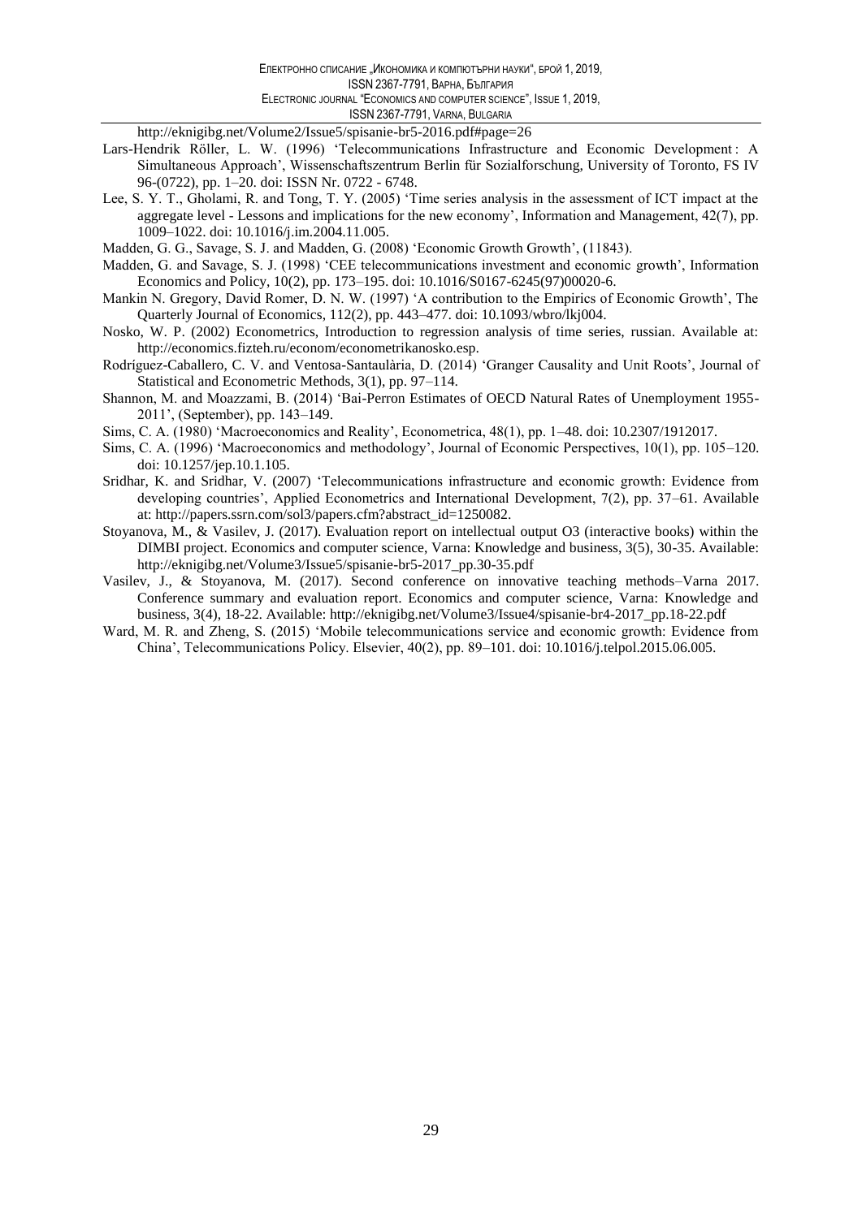http://eknigibg.net/Volume2/Issue5/spisanie-br5-2016.pdf#page=26

Lars-Hendrik Röller, L. W. (1996) 'Telecommunications Infrastructure and Economic Development : A Simultaneous Approach', Wissenschaftszentrum Berlin für Sozialforschung, University of Toronto, FS IV 96-(0722), pp. 1–20. doi: ISSN Nr. 0722 - 6748.

Lee, S. Y. T., Gholami, R. and Tong, T. Y. (2005) 'Time series analysis in the assessment of ICT impact at the aggregate level - Lessons and implications for the new economy', Information and Management, 42(7), pp. 1009–1022. doi: 10.1016/j.im.2004.11.005.

Madden, G. G., Savage, S. J. and Madden, G. (2008) 'Economic Growth Growth', (11843).

Madden, G. and Savage, S. J. (1998) 'CEE telecommunications investment and economic growth', Information Economics and Policy, 10(2), pp. 173–195. doi: 10.1016/S0167-6245(97)00020-6.

Mankin N. Gregory, David Romer, D. N. W. (1997) 'A contribution to the Empirics of Economic Growth', The Quarterly Journal of Economics, 112(2), pp. 443–477. doi: 10.1093/wbro/lkj004.

Nosko, W. P. (2002) Econometrics, Introduction to regression analysis of time series, russian. Available at: http://economics.fizteh.ru/econom/econometrikanosko.esp.

Rodríguez-Caballero, C. V. and Ventosa-Santaulària, D. (2014) 'Granger Causality and Unit Roots', Journal of Statistical and Econometric Methods, 3(1), pp. 97–114.

Shannon, M. and Moazzami, B. (2014) 'Bai-Perron Estimates of OECD Natural Rates of Unemployment 1955-2011', (September), pp. 143–149.

Sims, C. A. (1980) 'Macroeconomics and Reality', Econometrica, 48(1), pp. 1–48. doi: 10.2307/1912017.

Sims, C. A. (1996) 'Macroeconomics and methodology', Journal of Economic Perspectives, 10(1), pp. 105–120. doi: 10.1257/jep.10.1.105.

Sridhar, K. and Sridhar, V. (2007) 'Telecommunications infrastructure and economic growth: Evidence from developing countries', Applied Econometrics and International Development, 7(2), pp. 37–61. Available at: http://papers.ssrn.com/sol3/papers.cfm?abstract_id=1250082.

Stoyanova, M., & Vasilev, J. (2017). Evaluation report on intellectual output O3 (interactive books) within the DIMBI project. Economics and computer science, Varna: Knowledge and business, 3(5), 30-35. Available: http://eknigibg.net/Volume3/Issue5/spisanie-br5-2017_pp.30-35.pdf

Vasilev, J., & Stoyanova, M. (2017). Second conference on innovative teaching methods–Varna 2017. Conference summary and evaluation report. Economics and computer science, Varna: Knowledge and business, 3(4), 18-22. Available: http://eknigibg.net/Volume3/Issue4/spisanie-br4-2017_pp.18-22.pdf

Ward, M. R. and Zheng, S. (2015) 'Mobile telecommunications service and economic growth: Evidence from China', Telecommunications Policy. Elsevier, 40(2), pp. 89–101. doi: 10.1016/j.telpol.2015.06.005.